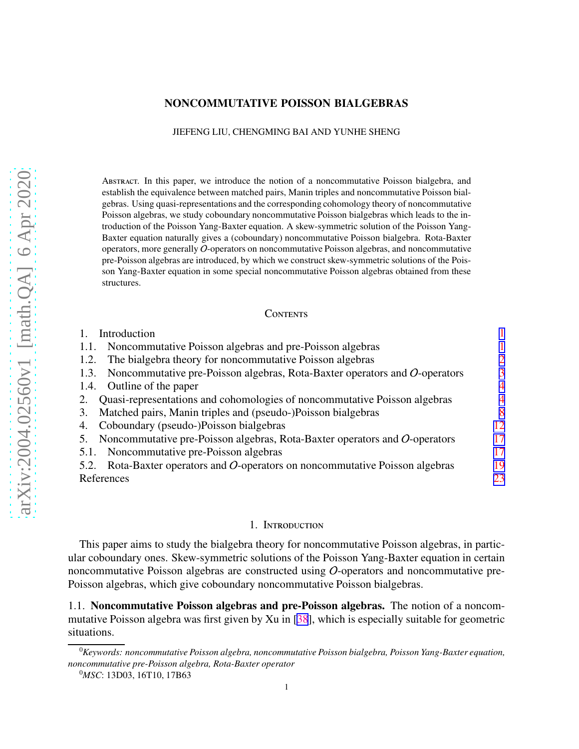# NONCOMMUTATIVE POISSON BIALGEBRAS

JIEFENG LIU, CHENGMING BAI AND YUNHE SHENG

Abstract. In this paper, we introduce the notion of a noncommutative Poisson bialgebra, and establish the equivalence between matched pairs, Manin triples and noncommutative Poisson bialgebras. Using quasi-representations and the corresponding cohomology theory of noncommutative Poisson algebras, we study coboundary noncommutative Poisson bialgebras which leads to the introduction of the Poisson Yang-Baxter equation. A skew-symmetric solution of the Poisson Yang-Baxter equation naturally gives a (coboundary) noncommutative Poisson bialgebra. Rota-Baxter operators, more generally $\mathcal{O}$-operators on noncommutative Poisson algebras, and noncommutative pre-Poisson algebras are introduced, by which we construct skew-symmetric solutions of the Poisson Yang-Baxter equation in some special noncommutative Poisson algebras obtained from these structures.

## Contents

1. Introduction — 1
   1.1. Noncommutative Poisson algebras and pre-Poisson algebras — 1
   1.2. The bialgebra theory for noncommutative Poisson algebras — 2
   1.3. Noncommutative pre-Poisson algebras, Rota-Baxter operators and $\mathcal{O}$-operators — 3
   1.4. Outline of the paper — 4
2. Quasi-representations and cohomologies of noncommutative Poisson algebras — 4
3. Matched pairs, Manin triples and (pseudo-)Poisson bialgebras — 8
4. Coboundary (pseudo-)Poisson bialgebras — 12
5. Noncommutative pre-Poisson algebras, Rota-Baxter operators and $\mathcal{O}$-operators — 17
   5.1. Noncommutative pre-Poisson algebras — 17
   5.2. Rota-Baxter operators and $\mathcal{O}$-operators on noncommutative Poisson algebras — 19

References — 23

## 1. Introduction

This paper aims to study the bialgebra theory for noncommutative Poisson algebras, in particular coboundary ones. Skew-symmetric solutions of the Poisson Yang-Baxter equation in certain noncommutative Poisson algebras are constructed using $\mathcal{O}$-operators and noncommutative pre-Poisson algebras, which give coboundary noncommutative Poisson bialgebras.

### 1.1. Noncommutative Poisson algebras and pre-Poisson algebras.

The notion of a noncommutative Poisson algebra was first given by Xu in [38], which is especially suitable for geometric situations.

*Keywords: noncommutative Poisson algebra, noncommutative Poisson bialgebra, Poisson Yang-Baxter equation, noncommutative pre-Poisson algebra, Rota-Baxter operator*

*MSC*: 13D03, 16T10, 17B63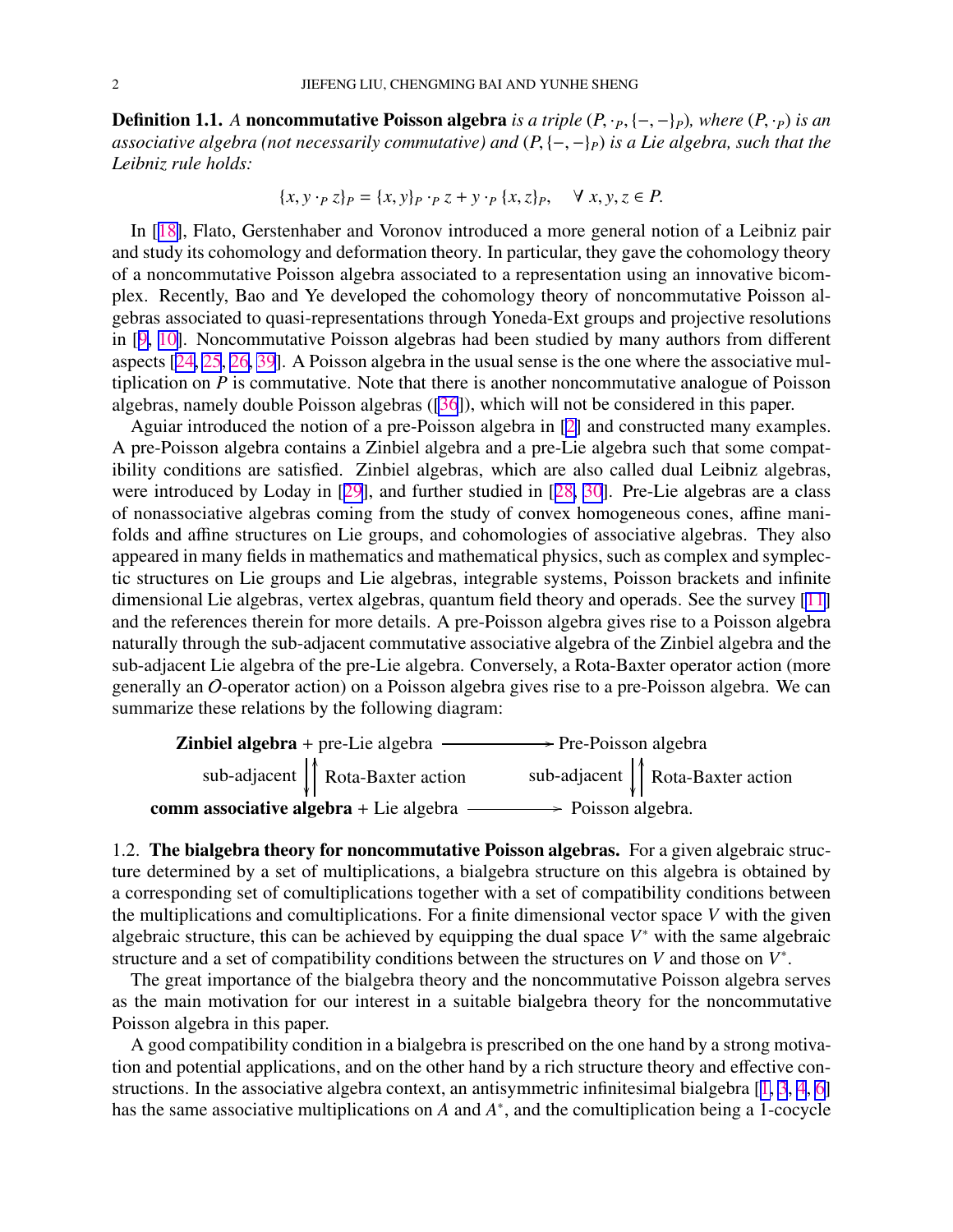**Definition 1.1.** *A* **noncommutative Poisson algebra** *is a triple $(P, \cdot_P, \{-,-\}_P)$, where $(P, \cdot_P)$ is an associative algebra (not necessarily commutative) and $(P, \{-,-\}_P)$ is a Lie algebra, such that the Leibniz rule holds:*

$$\{x, y \cdot_P z\}_P = \{x, y\}_P \cdot_P z + y \cdot_P \{x, z\}_P, \quad \forall\, x, y, z \in P.$$

In [18], Flato, Gerstenhaber and Voronov introduced a more general notion of a Leibniz pair and study its cohomology and deformation theory. In particular, they gave the cohomology theory of a noncommutative Poisson algebra associated to a representation using an innovative bicomplex. Recently, Bao and Ye developed the cohomology theory of noncommutative Poisson algebras associated to quasi-representations through Yoneda-Ext groups and projective resolutions in [9, 10]. Noncommutative Poisson algebras had been studied by many authors from different aspects [24, 25, 26, 39]. A Poisson algebra in the usual sense is the one where the associative multiplication on $P$ is commutative. Note that there is another noncommutative analogue of Poisson algebras, namely double Poisson algebras ([36]), which will not be considered in this paper.

Aguiar introduced the notion of a pre-Poisson algebra in [2] and constructed many examples. A pre-Poisson algebra contains a Zinbiel algebra and a pre-Lie algebra such that some compatibility conditions are satisfied. Zinbiel algebras, which are also called dual Leibniz algebras, were introduced by Loday in [29], and further studied in [28, 30]. Pre-Lie algebras are a class of nonassociative algebras coming from the study of convex homogeneous cones, affine manifolds and affine structures on Lie groups, and cohomologies of associative algebras. They also appeared in many fields in mathematics and mathematical physics, such as complex and symplectic structures on Lie groups and Lie algebras, integrable systems, Poisson brackets and infinite dimensional Lie algebras, vertex algebras, quantum field theory and operads. See the survey [11] and the references therein for more details. A pre-Poisson algebra gives rise to a Poisson algebra naturally through the sub-adjacent commutative associative algebra of the Zinbiel algebra and the sub-adjacent Lie algebra of the pre-Lie algebra. Conversely, a Rota-Baxter operator action (more generally an $\mathcal{O}$-operator action) on a Poisson algebra gives rise to a pre-Poisson algebra. We can summarize these relations by the following diagram:

$$\begin{array}{ccc}
\textbf{Zinbiel algebra} + \text{pre-Lie algebra} & \longrightarrow & \text{Pre-Poisson algebra} \\
\text{sub-adjacent} \downarrow\uparrow \text{Rota-Baxter action} & & \text{sub-adjacent} \downarrow\uparrow \text{Rota-Baxter action} \\
\textbf{comm associative algebra} + \text{Lie algebra} & \longrightarrow & \text{Poisson algebra.}
\end{array}$$

## 1.2. The bialgebra theory for noncommutative Poisson algebras.

For a given algebraic structure determined by a set of multiplications, a bialgebra structure on this algebra is obtained by a corresponding set of comultiplications together with a set of compatibility conditions between the multiplications and comultiplications. For a finite dimensional vector space $V$ with the given algebraic structure, this can be achieved by equipping the dual space $V^*$ with the same algebraic structure and a set of compatibility conditions between the structures on $V$ and those on $V^*$.

The great importance of the bialgebra theory and the noncommutative Poisson algebra serves as the main motivation for our interest in a suitable bialgebra theory for the noncommutative Poisson algebra in this paper.

A good compatibility condition in a bialgebra is prescribed on the one hand by a strong motivation and potential applications, and on the other hand by a rich structure theory and effective constructions. In the associative algebra context, an antisymmetric infinitesimal bialgebra [1, 3, 4, 6] has the same associative multiplications on $A$ and $A^*$, and the comultiplication being a 1-cocycle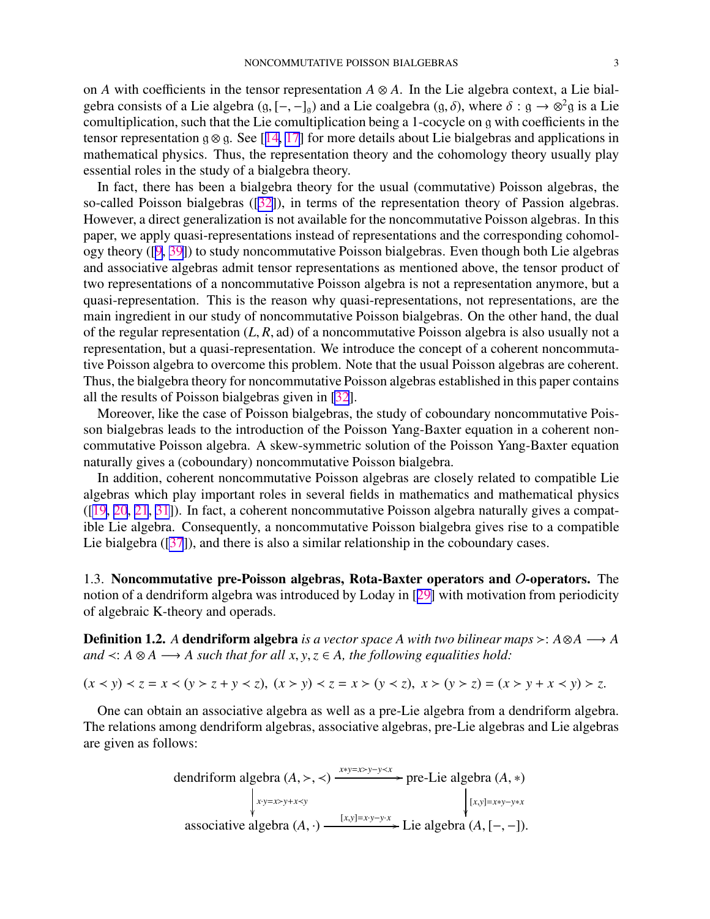on $A$ with coefficients in the tensor representation $A \otimes A$. In the Lie algebra context, a Lie bialgebra consists of a Lie algebra $(\mathfrak{g}, [-,-]_{\mathfrak{g}})$ and a Lie coalgebra $(\mathfrak{g}, \delta)$, where $\delta : \mathfrak{g} \to \otimes^2\mathfrak{g}$ is a Lie comultiplication, such that the Lie comultiplication being a 1-cocycle on $\mathfrak{g}$ with coefficients in the tensor representation $\mathfrak{g} \otimes \mathfrak{g}$. See [[14](#), [17](#)] for more details about Lie bialgebras and applications in mathematical physics. Thus, the representation theory and the cohomology theory usually play essential roles in the study of a bialgebra theory.

In fact, there has been a bialgebra theory for the usual (commutative) Poisson algebras, the so-called Poisson bialgebras ([32]), in terms of the representation theory of Passion algebras. However, a direct generalization is not available for the noncommutative Poisson algebras. In this paper, we apply quasi-representations instead of representations and the corresponding cohomology theory ([9, 39]) to study noncommutative Poisson bialgebras. Even though both Lie algebras and associative algebras admit tensor representations as mentioned above, the tensor product of two representations of a noncommutative Poisson algebra is not a representation anymore, but a quasi-representation. This is the reason why quasi-representations, not representations, are the main ingredient in our study of noncommutative Poisson bialgebras. On the other hand, the dual of the regular representation $(L, R, \mathrm{ad})$ of a noncommutative Poisson algebra is also usually not a representation, but a quasi-representation. We introduce the concept of a coherent noncommutative Poisson algebra to overcome this problem. Note that the usual Poisson algebras are coherent. Thus, the bialgebra theory for noncommutative Poisson algebras established in this paper contains all the results of Poisson bialgebras given in [32].

Moreover, like the case of Poisson bialgebras, the study of coboundary noncommutative Poisson bialgebras leads to the introduction of the Poisson Yang-Baxter equation in a coherent noncommutative Poisson algebra. A skew-symmetric solution of the Poisson Yang-Baxter equation naturally gives a (coboundary) noncommutative Poisson bialgebra.

In addition, coherent noncommutative Poisson algebras are closely related to compatible Lie algebras which play important roles in several fields in mathematics and mathematical physics ([19, 20, 21, 31]). In fact, a coherent noncommutative Poisson algebra naturally gives a compatible Lie algebra. Consequently, a noncommutative Poisson bialgebra gives rise to a compatible Lie bialgebra ([37]), and there is also a similar relationship in the coboundary cases.

### 1.3. Noncommutative pre-Poisson algebras, Rota-Baxter operators and $\mathcal{O}$-operators.

The notion of a dendriform algebra was introduced by Loday in [29] with motivation from periodicity of algebraic K-theory and operads.

**Definition 1.2.** *A* **dendriform algebra** *is a vector space $A$ with two bilinear maps $\succ: A \otimes A \longrightarrow A$ and $\prec: A \otimes A \longrightarrow A$ such that for all $x, y, z \in A$, the following equalities hold:*

$$(x \prec y) \prec z = x \prec (y \succ z + y \prec z), \ (x \succ y) \prec z = x \succ (y \prec z), \ x \succ (y \succ z) = (x \succ y + x \prec y) \succ z.$$

One can obtain an associative algebra as well as a pre-Lie algebra from a dendriform algebra. The relations among dendriform algebras, associative algebras, pre-Lie algebras and Lie algebras are given as follows:

$$\begin{array}{ccc}
\text{dendriform algebra } (A, \succ, \prec) & \xrightarrow{x * y = x \succ y - y \prec x} & \text{pre-Lie algebra } (A, *) \\
\Big\downarrow {\scriptstyle x \cdot y = x \succ y + x \prec y} & & \Big\downarrow {\scriptstyle [x,y] = x * y - y * x} \\
\text{associative algebra } (A, \cdot) & \xrightarrow{[x,y] = x \cdot y - y \cdot x} & \text{Lie algebra } (A, [-,-]).
\end{array}$$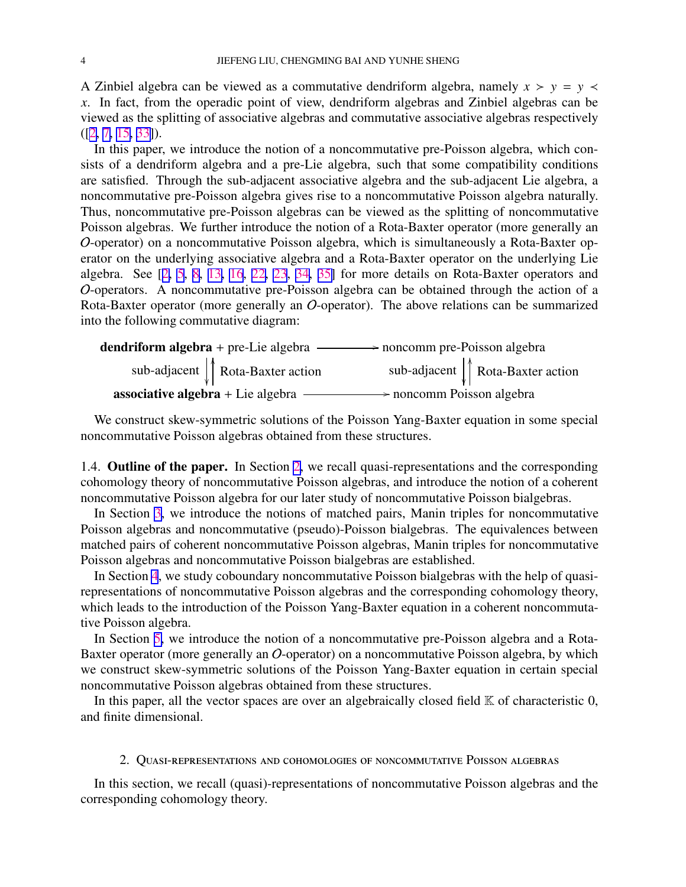A Zinbiel algebra can be viewed as a commutative dendriform algebra, namely $x \succ y = y \prec x$. In fact, from the operadic point of view, dendriform algebras and Zinbiel algebras can be viewed as the splitting of associative algebras and commutative associative algebras respectively ([2, 7, 15, 33]).

In this paper, we introduce the notion of a noncommutative pre-Poisson algebra, which consists of a dendriform algebra and a pre-Lie algebra, such that some compatibility conditions are satisfied. Through the sub-adjacent associative algebra and the sub-adjacent Lie algebra, a noncommutative pre-Poisson algebra gives rise to a noncommutative Poisson algebra naturally. Thus, noncommutative pre-Poisson algebras can be viewed as the splitting of noncommutative Poisson algebras. We further introduce the notion of a Rota-Baxter operator (more generally an $\mathcal{O}$-operator) on a noncommutative Poisson algebra, which is simultaneously a Rota-Baxter operator on the underlying associative algebra and a Rota-Baxter operator on the underlying Lie algebra. See [2, 5, 8, 13, 16, 22, 23, 34, 35] for more details on Rota-Baxter operators and $\mathcal{O}$-operators. A noncommutative pre-Poisson algebra can be obtained through the action of a Rota-Baxter operator (more generally an $\mathcal{O}$-operator). The above relations can be summarized into the following commutative diagram:

$$
\begin{array}{ccc}
\textbf{dendriform algebra} + \text{pre-Lie algebra} & \longrightarrow & \text{noncomm pre-Poisson algebra} \\
\text{sub-adjacent} \downarrow\uparrow \text{Rota-Baxter action} & & \text{sub-adjacent} \downarrow\uparrow \text{Rota-Baxter action} \\
\textbf{associative algebra} + \text{Lie algebra} & \longrightarrow & \text{noncomm Poisson algebra}
\end{array}
$$

We construct skew-symmetric solutions of the Poisson Yang-Baxter equation in some special noncommutative Poisson algebras obtained from these structures.

1.4. **Outline of the paper.** In Section 2, we recall quasi-representations and the corresponding cohomology theory of noncommutative Poisson algebras, and introduce the notion of a coherent noncommutative Poisson algebra for our later study of noncommutative Poisson bialgebras.

In Section 3, we introduce the notions of matched pairs, Manin triples for noncommutative Poisson algebras and noncommutative (pseudo)-Poisson bialgebras. The equivalences between matched pairs of coherent noncommutative Poisson algebras, Manin triples for noncommutative Poisson algebras and noncommutative Poisson bialgebras are established.

In Section 4, we study coboundary noncommutative Poisson bialgebras with the help of quasi-representations of noncommutative Poisson algebras and the corresponding cohomology theory, which leads to the introduction of the Poisson Yang-Baxter equation in a coherent noncommutative Poisson algebra.

In Section 5, we introduce the notion of a noncommutative pre-Poisson algebra and a Rota-Baxter operator (more generally an $\mathcal{O}$-operator) on a noncommutative Poisson algebra, by which we construct skew-symmetric solutions of the Poisson Yang-Baxter equation in certain special noncommutative Poisson algebras obtained from these structures.

In this paper, all the vector spaces are over an algebraically closed field $\mathbb{K}$ of characteristic 0, and finite dimensional.

## 2. Quasi-representations and cohomologies of noncommutative Poisson algebras

In this section, we recall (quasi)-representations of noncommutative Poisson algebras and the corresponding cohomology theory.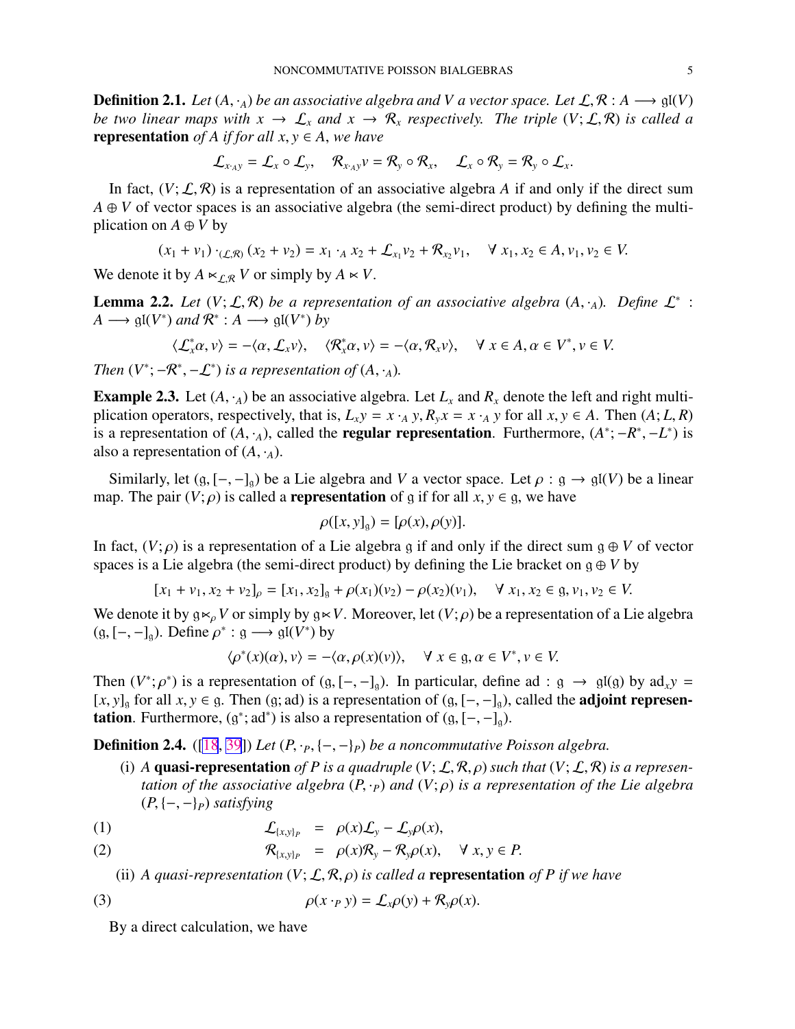**Definition 2.1.** *Let $(A, \cdot_A)$ be an associative algebra and $V$ a vector space. Let $\mathcal{L}, \mathcal{R} : A \longrightarrow \mathfrak{gl}(V)$ be two linear maps with $x \to \mathcal{L}_x$ and $x \to \mathcal{R}_x$ respectively. The triple $(V; \mathcal{L}, \mathcal{R})$ is called a* **representation** *of $A$ if for all $x, y \in A$, we have*

$$\mathcal{L}_{x \cdot_A y} = \mathcal{L}_x \circ \mathcal{L}_y, \quad \mathcal{R}_{x \cdot_A y} v = \mathcal{R}_y \circ \mathcal{R}_x, \quad \mathcal{L}_x \circ \mathcal{R}_y = \mathcal{R}_y \circ \mathcal{L}_x.$$

In fact, $(V; \mathcal{L}, \mathcal{R})$ is a representation of an associative algebra $A$ if and only if the direct sum $A \oplus V$ of vector spaces is an associative algebra (the semi-direct product) by defining the multiplication on $A \oplus V$ by

$$(x_1 + v_1) \cdot_{(\mathcal{L},\mathcal{R})} (x_2 + v_2) = x_1 \cdot_A x_2 + \mathcal{L}_{x_1} v_2 + \mathcal{R}_{x_2} v_1, \quad \forall\ x_1, x_2 \in A, v_1, v_2 \in V.$$

We denote it by $A \ltimes_{\mathcal{L},\mathcal{R}} V$ or simply by $A \ltimes V$.

**Lemma 2.2.** *Let $(V; \mathcal{L}, \mathcal{R})$ be a representation of an associative algebra $(A, \cdot_A)$. Define $\mathcal{L}^* : A \longrightarrow \mathfrak{gl}(V^*)$ and $\mathcal{R}^* : A \longrightarrow \mathfrak{gl}(V^*)$ by*

$$\langle \mathcal{L}^*_x \alpha, v \rangle = -\langle \alpha, \mathcal{L}_x v \rangle, \quad \langle \mathcal{R}^*_x \alpha, v \rangle = -\langle \alpha, \mathcal{R}_x v \rangle, \quad \forall\ x \in A, \alpha \in V^*, v \in V.$$

*Then $(V^*; -\mathcal{R}^*, -\mathcal{L}^*)$ is a representation of $(A, \cdot_A)$.*

**Example 2.3.** Let $(A, \cdot_A)$ be an associative algebra. Let $L_x$ and $R_x$ denote the left and right multiplication operators, respectively, that is, $L_x y = x \cdot_A y, R_y x = x \cdot_A y$ for all $x, y \in A$. Then $(A; L, R)$ is a representation of $(A, \cdot_A)$, called the **regular representation**. Furthermore, $(A^*; -R^*, -L^*)$ is also a representation of $(A, \cdot_A)$.

Similarly, let $(\mathfrak{g}, [-,-]_{\mathfrak{g}})$ be a Lie algebra and $V$ a vector space. Let $\rho : \mathfrak{g} \to \mathfrak{gl}(V)$ be a linear map. The pair $(V; \rho)$ is called a **representation** of $\mathfrak{g}$ if for all $x, y \in \mathfrak{g}$, we have

$$\rho([x, y]_{\mathfrak{g}}) = [\rho(x), \rho(y)].$$

In fact, $(V; \rho)$ is a representation of a Lie algebra $\mathfrak{g}$ if and only if the direct sum $\mathfrak{g} \oplus V$ of vector spaces is a Lie algebra (the semi-direct product) by defining the Lie bracket on $\mathfrak{g} \oplus V$ by

$$[x_1 + v_1, x_2 + v_2]_\rho = [x_1, x_2]_{\mathfrak{g}} + \rho(x_1)(v_2) - \rho(x_2)(v_1), \quad \forall\ x_1, x_2 \in \mathfrak{g}, v_1, v_2 \in V.$$

We denote it by $\mathfrak{g} \ltimes_\rho V$ or simply by $\mathfrak{g} \ltimes V$. Moreover, let $(V; \rho)$ be a representation of a Lie algebra $(\mathfrak{g}, [-,-]_{\mathfrak{g}})$. Define $\rho^* : \mathfrak{g} \longrightarrow \mathfrak{gl}(V^*)$ by

$$\langle \rho^*(x)(\alpha), v \rangle = -\langle \alpha, \rho(x)(v) \rangle, \quad \forall\ x \in \mathfrak{g}, \alpha \in V^*, v \in V.$$

Then $(V^*; \rho^*)$ is a representation of $(\mathfrak{g}, [-,-]_{\mathfrak{g}})$. In particular, define $\mathrm{ad} : \mathfrak{g} \to \mathfrak{gl}(\mathfrak{g})$ by $\mathrm{ad}_x y = [x, y]_{\mathfrak{g}}$ for all $x, y \in \mathfrak{g}$. Then $(\mathfrak{g}; \mathrm{ad})$ is a representation of $(\mathfrak{g}, [-,-]_{\mathfrak{g}})$, called the **adjoint representation**. Furthermore, $(\mathfrak{g}^*; \mathrm{ad}^*)$ is also a representation of $(\mathfrak{g}, [-,-]_{\mathfrak{g}})$.

**Definition 2.4.** ([18, 39]) *Let $(P, \cdot_P, \{-,-\}_P)$ be a noncommutative Poisson algebra.*

(i) *A* **quasi-representation** *of $P$ is a quadruple $(V; \mathcal{L}, \mathcal{R}, \rho)$ such that $(V; \mathcal{L}, \mathcal{R})$ is a representation of the associative algebra $(P, \cdot_P)$ and $(V; \rho)$ is a representation of the Lie algebra $(P, \{-,-\}_P)$ satisfying*

$$\mathcal{L}_{\{x,y\}_P} = \rho(x)\mathcal{L}_y - \mathcal{L}_y \rho(x), \tag{1}$$

$$\mathcal{R}_{\{x,y\}_P} = \rho(x)\mathcal{R}_y - \mathcal{R}_y \rho(x), \quad \forall\ x, y \in P. \tag{2}$$

(ii) *A quasi-representation $(V; \mathcal{L}, \mathcal{R}, \rho)$ is called a* **representation** *of $P$ if we have*

$$\rho(x \cdot_P y) = \mathcal{L}_x \rho(y) + \mathcal{R}_y \rho(x). \tag{3}$$

By a direct calculation, we have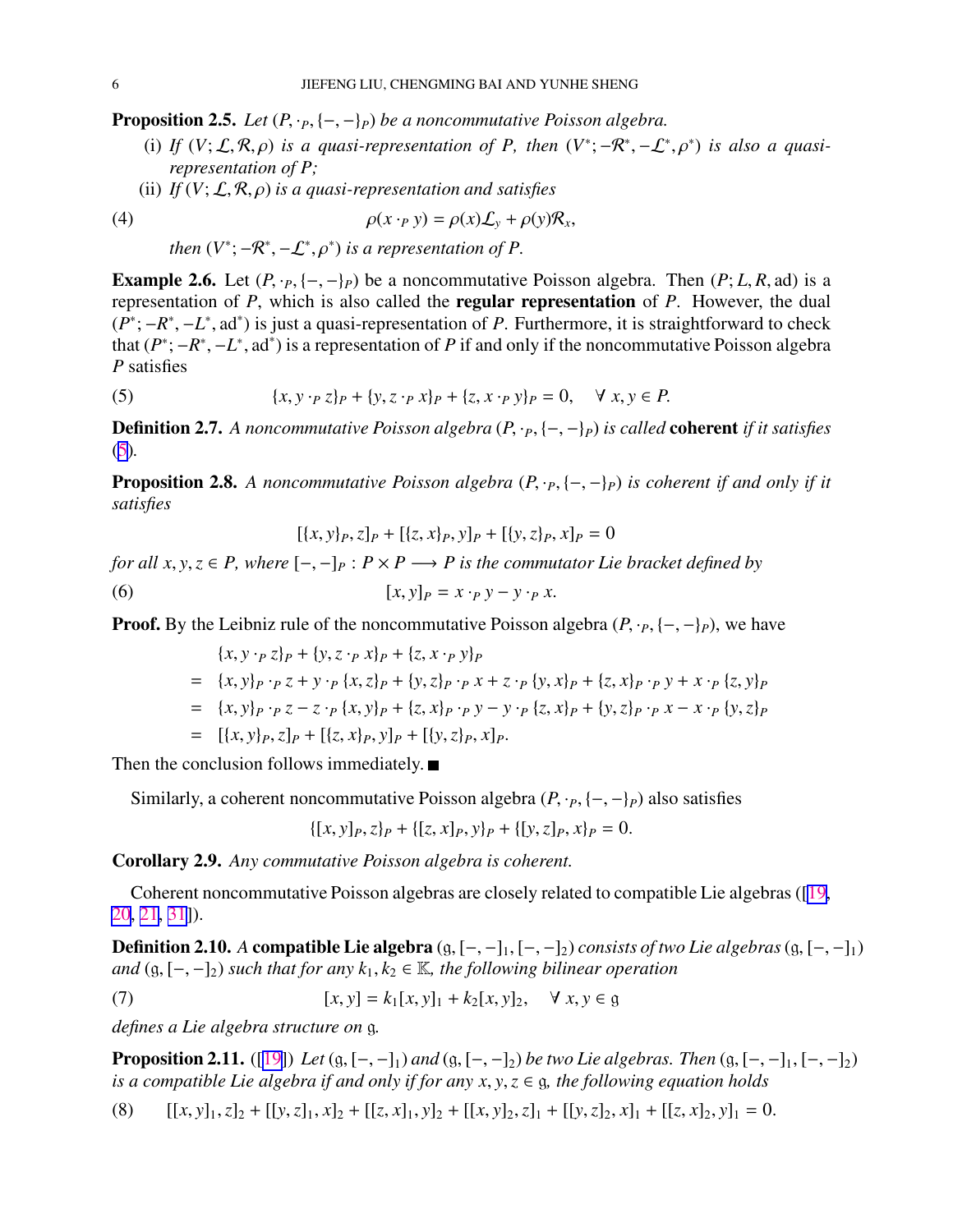**Proposition 2.5.** *Let $(P, \cdot_P, \{-,-\}_P)$ be a noncommutative Poisson algebra.*

(i) *If $(V; \mathcal{L}, \mathcal{R}, \rho)$ is a quasi-representation of $P$, then $(V^*; -\mathcal{R}^*, -\mathcal{L}^*, \rho^*)$ is also a quasi-representation of $P$;*

(ii) *If $(V; \mathcal{L}, \mathcal{R}, \rho)$ is a quasi-representation and satisfies*

$$\rho(x \cdot_P y) = \rho(x)\mathcal{L}_y + \rho(y)\mathcal{R}_x, \tag{4}$$

*then $(V^*; -\mathcal{R}^*, -\mathcal{L}^*, \rho^*)$ is a representation of $P$.*

**Example 2.6.** Let $(P, \cdot_P, \{-,-\}_P)$ be a noncommutative Poisson algebra. Then $(P; L, R, \mathrm{ad})$ is a representation of $P$, which is also called the **regular representation** of $P$. However, the dual $(P^*; -R^*, -L^*, \mathrm{ad}^*)$ is just a quasi-representation of $P$. Furthermore, it is straightforward to check that $(P^*; -R^*, -L^*, \mathrm{ad}^*)$ is a representation of $P$ if and only if the noncommutative Poisson algebra $P$ satisfies

$$\{x, y \cdot_P z\}_P + \{y, z \cdot_P x\}_P + \{z, x \cdot_P y\}_P = 0, \quad \forall\, x, y \in P. \tag{5}$$

**Definition 2.7.** *A noncommutative Poisson algebra $(P, \cdot_P, \{-,-\}_P)$ is called* **coherent** *if it satisfies* (5).

**Proposition 2.8.** *A noncommutative Poisson algebra $(P, \cdot_P, \{-,-\}_P)$ is coherent if and only if it satisfies*

$$[\{x,y\}_P, z]_P + [\{z,x\}_P, y]_P + [\{y,z\}_P, x]_P = 0$$

*for all $x, y, z \in P$, where $[-,-]_P : P \times P \longrightarrow P$ is the commutator Lie bracket defined by*

$$[x, y]_P = x \cdot_P y - y \cdot_P x. \tag{6}$$

**Proof.** By the Leibniz rule of the noncommutative Poisson algebra $(P, \cdot_P, \{-,-\}_P)$, we have

$$
\begin{aligned}
& \{x, y \cdot_P z\}_P + \{y, z \cdot_P x\}_P + \{z, x \cdot_P y\}_P \\
= \;& \{x,y\}_P \cdot_P z + y \cdot_P \{x,z\}_P + \{y,z\}_P \cdot_P x + z \cdot_P \{y,x\}_P + \{z,x\}_P \cdot_P y + x \cdot_P \{z,y\}_P \\
= \;& \{x,y\}_P \cdot_P z - z \cdot_P \{x,y\}_P + \{z,x\}_P \cdot_P y - y \cdot_P \{z,x\}_P + \{y,z\}_P \cdot_P x - x \cdot_P \{y,z\}_P \\
= \;& [\{x,y\}_P, z]_P + [\{z,x\}_P, y]_P + [\{y,z\}_P, x]_P.
\end{aligned}
$$

Then the conclusion follows immediately. ■

Similarly, a coherent noncommutative Poisson algebra $(P, \cdot_P, \{-,-\}_P)$ also satisfies

$$\{[x,y]_P, z\}_P + \{[z,x]_P, y\}_P + \{[y,z]_P, x\}_P = 0.$$

**Corollary 2.9.** *Any commutative Poisson algebra is coherent.*

Coherent noncommutative Poisson algebras are closely related to compatible Lie algebras ([19, 20, 21, 31]).

**Definition 2.10.** *A* **compatible Lie algebra** *$(\mathfrak{g}, [-,-]_1, [-,-]_2)$ consists of two Lie algebras $(\mathfrak{g}, [-,-]_1)$ and $(\mathfrak{g}, [-,-]_2)$ such that for any $k_1, k_2 \in \mathbb{K}$, the following bilinear operation*

$$[x, y] = k_1[x,y]_1 + k_2[x,y]_2, \quad \forall\, x, y \in \mathfrak{g} \tag{7}$$

*defines a Lie algebra structure on $\mathfrak{g}$.*

**Proposition 2.11.** ([19]) *Let $(\mathfrak{g}, [-,-]_1)$ and $(\mathfrak{g}, [-,-]_2)$ be two Lie algebras. Then $(\mathfrak{g}, [-,-]_1, [-,-]_2)$ is a compatible Lie algebra if and only if for any $x, y, z \in \mathfrak{g}$, the following equation holds*

$$[[x,y]_1, z]_2 + [[y,z]_1, x]_2 + [[z,x]_1, y]_2 + [[x,y]_2, z]_1 + [[y,z]_2, x]_1 + [[z,x]_2, y]_1 = 0. \tag{8}$$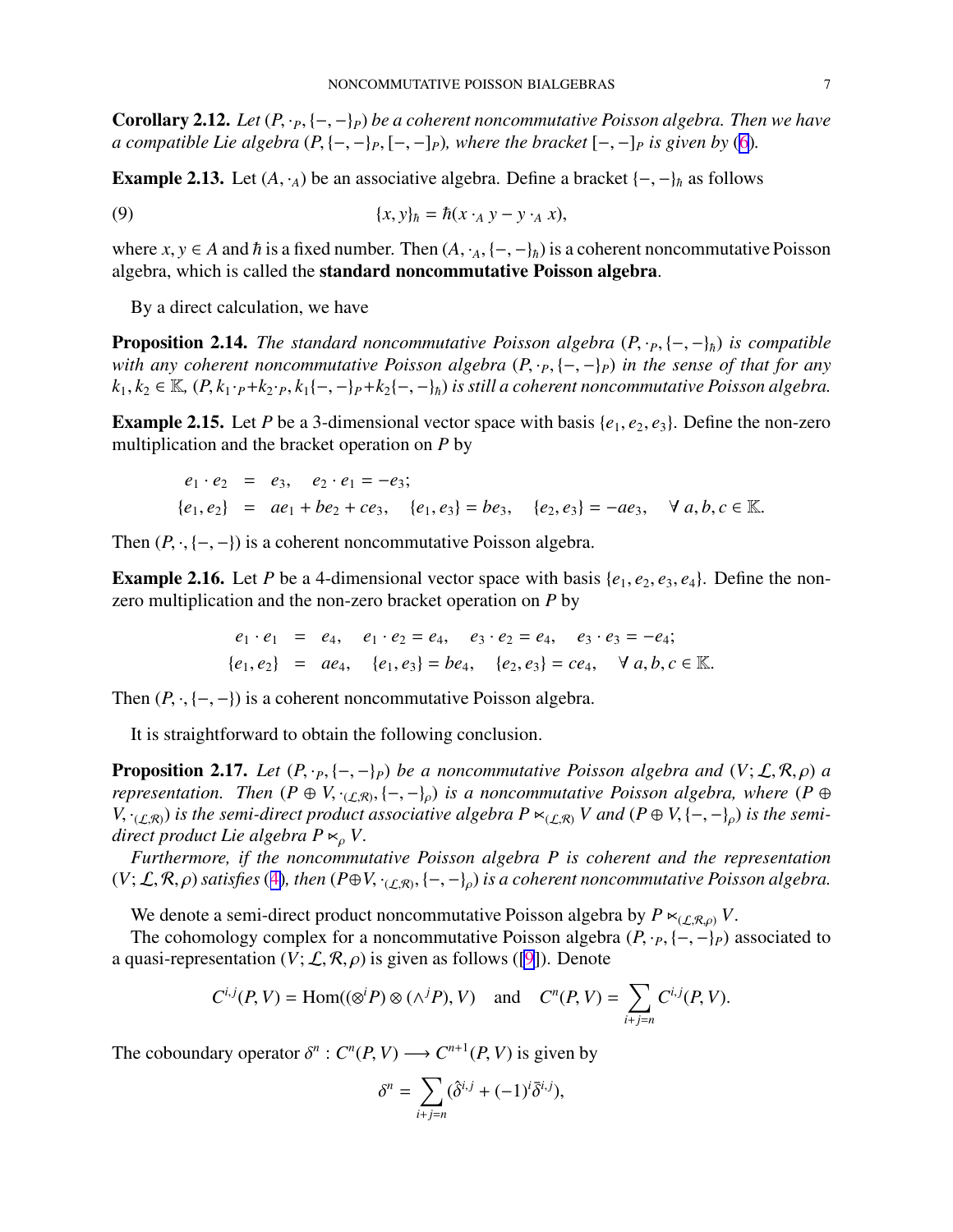**Corollary 2.12.** *Let $(P, \cdot_P, \{-,-\}_P)$ be a coherent noncommutative Poisson algebra. Then we have a compatible Lie algebra $(P, \{-,-\}_P, [-,-]_P)$, where the bracket $[-,-]_P$ is given by (6).*

**Example 2.13.** Let $(A, \cdot_A)$ be an associative algebra. Define a bracket $\{-,-\}_\hbar$ as follows

$$\{x, y\}_\hbar = \hbar(x \cdot_A y - y \cdot_A x), \tag{9}$$

where $x, y \in A$ and $\hbar$ is a fixed number. Then $(A, \cdot_A, \{-,-\}_\hbar)$ is a coherent noncommutative Poisson algebra, which is called the **standard noncommutative Poisson algebra**.

By a direct calculation, we have

**Proposition 2.14.** *The standard noncommutative Poisson algebra $(P, \cdot_P, \{-,-\}_\hbar)$ is compatible with any coherent noncommutative Poisson algebra $(P, \cdot_P, \{-,-\}_P)$ in the sense of that for any $k_1, k_2 \in \mathbb{K}$, $(P, k_1 \cdot_P + k_2 \cdot_P, k_1\{-,-\}_P + k_2\{-,-\}_\hbar)$ is still a coherent noncommutative Poisson algebra.*

**Example 2.15.** Let $P$ be a 3-dimensional vector space with basis $\{e_1, e_2, e_3\}$. Define the non-zero multiplication and the bracket operation on $P$ by

$$\begin{aligned}
e_1 \cdot e_2 &= e_3, \quad e_2 \cdot e_1 = -e_3;\\
\{e_1, e_2\} &= ae_1 + be_2 + ce_3, \quad \{e_1, e_3\} = be_3, \quad \{e_2, e_3\} = -ae_3, \quad \forall\, a, b, c \in \mathbb{K}.
\end{aligned}$$

Then $(P, \cdot, \{-,-\})$ is a coherent noncommutative Poisson algebra.

**Example 2.16.** Let $P$ be a 4-dimensional vector space with basis $\{e_1, e_2, e_3, e_4\}$. Define the non-zero multiplication and the non-zero bracket operation on $P$ by

$$\begin{aligned}
e_1 \cdot e_1 &= e_4, \quad e_1 \cdot e_2 = e_4, \quad e_3 \cdot e_2 = e_4, \quad e_3 \cdot e_3 = -e_4;\\
\{e_1, e_2\} &= ae_4, \quad \{e_1, e_3\} = be_4, \quad \{e_2, e_3\} = ce_4, \quad \forall\, a, b, c \in \mathbb{K}.
\end{aligned}$$

Then $(P, \cdot, \{-,-\})$ is a coherent noncommutative Poisson algebra.

It is straightforward to obtain the following conclusion.

**Proposition 2.17.** *Let $(P, \cdot_P, \{-,-\}_P)$ be a noncommutative Poisson algebra and $(V; \mathcal{L}, \mathcal{R}, \rho)$ a representation. Then $(P \oplus V, \cdot_{(\mathcal{L},\mathcal{R})}, \{-,-\}_\rho)$ is a noncommutative Poisson algebra, where $(P \oplus V, \cdot_{(\mathcal{L},\mathcal{R})})$ is the semi-direct product associative algebra $P \ltimes_{(\mathcal{L},\mathcal{R})} V$ and $(P \oplus V, \{-,-\}_\rho)$ is the semi-direct product Lie algebra $P \ltimes_\rho V$.*

*Furthermore, if the noncommutative Poisson algebra $P$ is coherent and the representation $(V; \mathcal{L}, \mathcal{R}, \rho)$ satisfies (4), then $(P \oplus V, \cdot_{(\mathcal{L},\mathcal{R})}, \{-,-\}_\rho)$ is a coherent noncommutative Poisson algebra.*

We denote a semi-direct product noncommutative Poisson algebra by $P \ltimes_{(\mathcal{L},\mathcal{R},\rho)} V$.

The cohomology complex for a noncommutative Poisson algebra $(P, \cdot_P, \{-,-\}_P)$ associated to a quasi-representation $(V; \mathcal{L}, \mathcal{R}, \rho)$ is given as follows ([9]). Denote

$$C^{i,j}(P, V) = \mathrm{Hom}((\otimes^i P) \otimes (\wedge^j P), V) \quad \text{and} \quad C^n(P, V) = \sum_{i+j=n} C^{i,j}(P, V).$$

The coboundary operator $\delta^n : C^n(P, V) \longrightarrow C^{n+1}(P, V)$ is given by

$$\delta^n = \sum_{i+j=n} (\hat{\delta}^{i,j} + (-1)^i \bar{\delta}^{i,j}),$$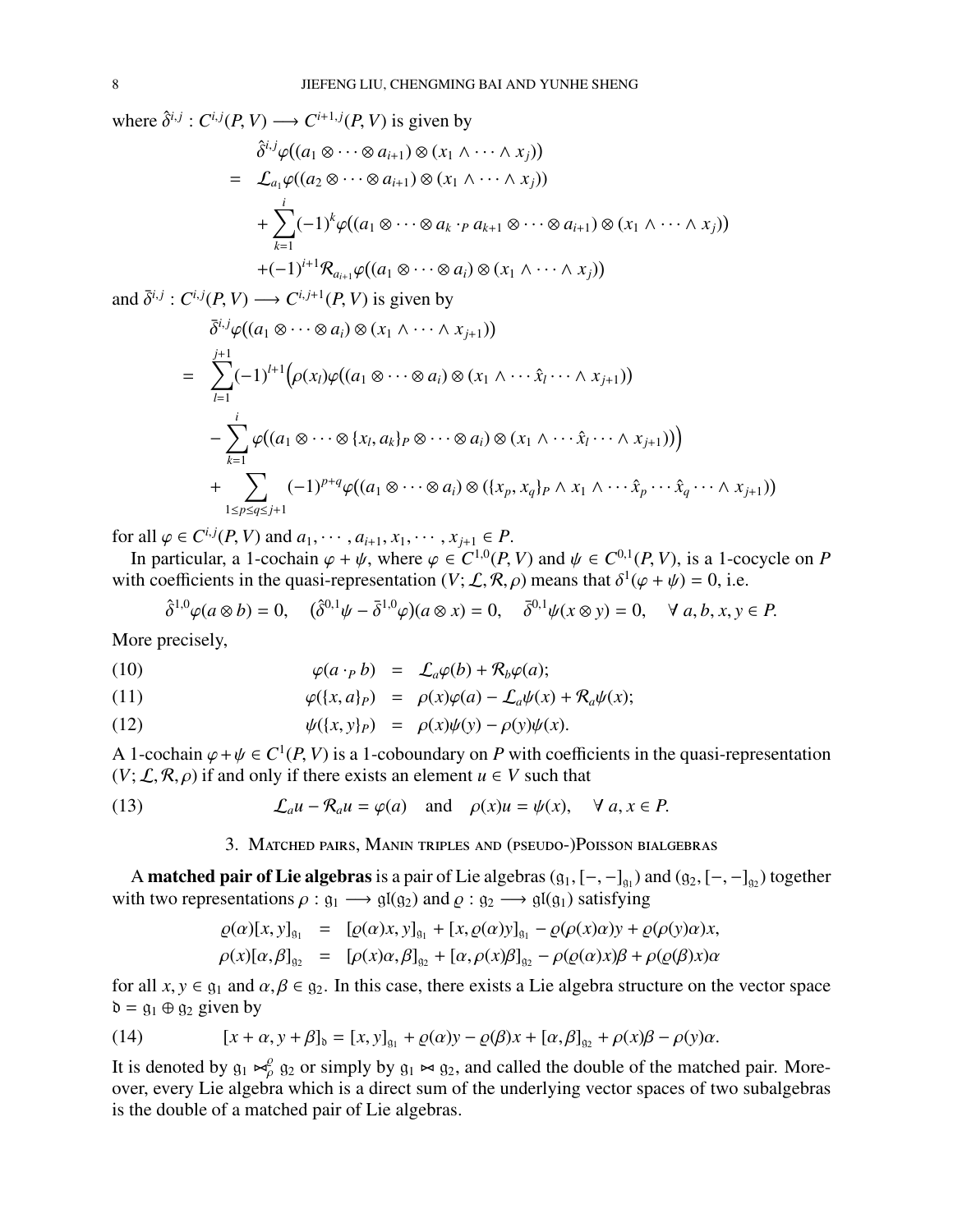where $\hat{\delta}^{i,j} : C^{i,j}(P,V) \longrightarrow C^{i+1,j}(P,V)$ is given by

$$
\begin{aligned}
& \hat{\delta}^{i,j}\varphi\big((a_1 \otimes \cdots \otimes a_{i+1}) \otimes (x_1 \wedge \cdots \wedge x_j)\big) \\
= \;& \mathcal{L}_{a_1}\varphi((a_2 \otimes \cdots \otimes a_{i+1}) \otimes (x_1 \wedge \cdots \wedge x_j)) \\
& + \sum_{k=1}^{i}(-1)^k \varphi\big((a_1 \otimes \cdots \otimes a_k \cdot_P a_{k+1} \otimes \cdots \otimes a_{i+1}) \otimes (x_1 \wedge \cdots \wedge x_j)\big) \\
& + (-1)^{i+1}\mathcal{R}_{a_{i+1}}\varphi\big((a_1 \otimes \cdots \otimes a_i) \otimes (x_1 \wedge \cdots \wedge x_j)\big)
\end{aligned}
$$

and $\bar{\delta}^{i,j} : C^{i,j}(P,V) \longrightarrow C^{i,j+1}(P,V)$ is given by

$$
\begin{aligned}
& \bar{\delta}^{i,j}\varphi\big((a_1 \otimes \cdots \otimes a_i) \otimes (x_1 \wedge \cdots \wedge x_{j+1})\big) \\
= \;& \sum_{l=1}^{j+1}(-1)^{l+1}\Big(\rho(x_l)\varphi\big((a_1 \otimes \cdots \otimes a_i) \otimes (x_1 \wedge \cdots \hat{x}_l \cdots \wedge x_{j+1})\big) \\
& - \sum_{k=1}^{i}\varphi\big((a_1 \otimes \cdots \otimes \{x_l, a_k\}_P \otimes \cdots \otimes a_i) \otimes (x_1 \wedge \cdots \hat{x}_l \cdots \wedge x_{j+1})\big)\Big) \\
& + \sum_{1 \le p \le q \le j+1}(-1)^{p+q}\varphi\big((a_1 \otimes \cdots \otimes a_i) \otimes (\{x_p, x_q\}_P \wedge x_1 \wedge \cdots \hat{x}_p \cdots \hat{x}_q \cdots \wedge x_{j+1})\big)
\end{aligned}
$$

for all $\varphi \in C^{i,j}(P,V)$ and $a_1, \cdots, a_{i+1}, x_1, \cdots, x_{j+1} \in P$.

In particular, a 1-cochain $\varphi + \psi$, where $\varphi \in C^{1,0}(P,V)$ and $\psi \in C^{0,1}(P,V)$, is a 1-cocycle on $P$ with coefficients in the quasi-representation $(V; \mathcal{L}, \mathcal{R}, \rho)$ means that $\delta^1(\varphi + \psi) = 0$, i.e.

$$
\hat{\delta}^{1,0}\varphi(a \otimes b) = 0, \quad (\hat{\delta}^{0,1}\psi - \bar{\delta}^{1,0}\varphi)(a \otimes x) = 0, \quad \bar{\delta}^{0,1}\psi(x \otimes y) = 0, \quad \forall\, a, b, x, y \in P.
$$

More precisely,

$$
\varphi(a \cdot_P b) = \mathcal{L}_a\varphi(b) + \mathcal{R}_b\varphi(a); \tag{10}
$$

$$
\varphi(\{x, a\}_P) = \rho(x)\varphi(a) - \mathcal{L}_a\psi(x) + \mathcal{R}_a\psi(x); \tag{11}
$$

$$
\psi(\{x, y\}_P) = \rho(x)\psi(y) - \rho(y)\psi(x). \tag{12}
$$

A 1-cochain $\varphi + \psi \in C^1(P,V)$ is a 1-coboundary on $P$ with coefficients in the quasi-representation $(V; \mathcal{L}, \mathcal{R}, \rho)$ if and only if there exists an element $u \in V$ such that

$$
\mathcal{L}_a u - \mathcal{R}_a u = \varphi(a) \quad \text{and} \quad \rho(x)u = \psi(x), \quad \forall\, a, x \in P. \tag{13}
$$

## 3. Matched pairs, Manin triples and (pseudo-)Poisson bialgebras

A **matched pair of Lie algebras** is a pair of Lie algebras $(\mathfrak{g}_1, [-,-]_{\mathfrak{g}_1})$ and $(\mathfrak{g}_2, [-,-]_{\mathfrak{g}_2})$ together with two representations $\rho : \mathfrak{g}_1 \longrightarrow \mathfrak{gl}(\mathfrak{g}_2)$ and $\varrho : \mathfrak{g}_2 \longrightarrow \mathfrak{gl}(\mathfrak{g}_1)$ satisfying

$$
\begin{aligned}
\varrho(\alpha)[x, y]_{\mathfrak{g}_1} &= [\varrho(\alpha)x, y]_{\mathfrak{g}_1} + [x, \varrho(\alpha)y]_{\mathfrak{g}_1} - \varrho(\rho(x)\alpha)y + \varrho(\rho(y)\alpha)x, \\
\rho(x)[\alpha, \beta]_{\mathfrak{g}_2} &= [\rho(x)\alpha, \beta]_{\mathfrak{g}_2} + [\alpha, \rho(x)\beta]_{\mathfrak{g}_2} - \rho(\varrho(\alpha)x)\beta + \rho(\varrho(\beta)x)\alpha
\end{aligned}
$$

for all $x, y \in \mathfrak{g}_1$ and $\alpha, \beta \in \mathfrak{g}_2$. In this case, there exists a Lie algebra structure on the vector space $\mathfrak{d} = \mathfrak{g}_1 \oplus \mathfrak{g}_2$ given by

$$
[x + \alpha, y + \beta]_{\mathfrak{d}} = [x, y]_{\mathfrak{g}_1} + \varrho(\alpha)y - \varrho(\beta)x + [\alpha, \beta]_{\mathfrak{g}_2} + \rho(x)\beta - \rho(y)\alpha. \tag{14}
$$

It is denoted by $\mathfrak{g}_1 \bowtie_{\rho}^{\varrho} \mathfrak{g}_2$ or simply by $\mathfrak{g}_1 \bowtie \mathfrak{g}_2$, and called the double of the matched pair. Moreover, every Lie algebra which is a direct sum of the underlying vector spaces of two subalgebras is the double of a matched pair of Lie algebras.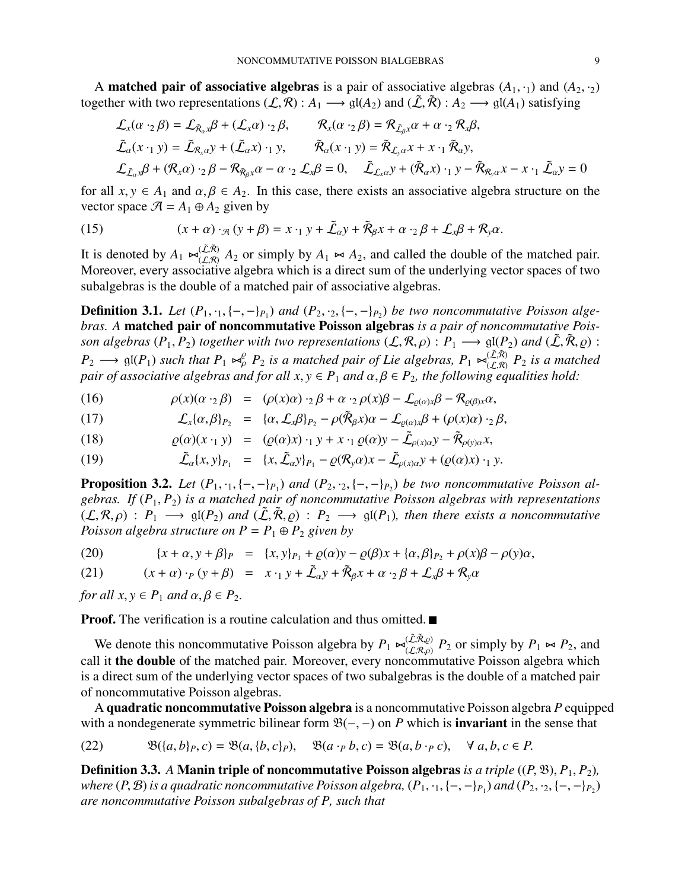A **matched pair of associative algebras** is a pair of associative algebras $(A_1, \cdot_1)$ and $(A_2, \cdot_2)$ together with two representations $(\mathcal{L}, \mathcal{R}) : A_1 \longrightarrow \mathfrak{gl}(A_2)$ and $(\tilde{\mathcal{L}}, \tilde{\mathcal{R}}) : A_2 \longrightarrow \mathfrak{gl}(A_1)$ satisfying

$$
\begin{aligned}
&\mathcal{L}_x(\alpha \cdot_2 \beta) = \mathcal{L}_{\tilde{\mathcal{R}}_\alpha x}\beta + (\mathcal{L}_x\alpha) \cdot_2 \beta, \qquad \mathcal{R}_x(\alpha \cdot_2 \beta) = \mathcal{R}_{\tilde{\mathcal{L}}_\beta x}\alpha + \alpha \cdot_2 \mathcal{R}_x\beta,\\
&\tilde{\mathcal{L}}_\alpha(x \cdot_1 y) = \tilde{\mathcal{L}}_{\mathcal{R}_x\alpha} y + (\tilde{\mathcal{L}}_\alpha x) \cdot_1 y, \qquad \tilde{\mathcal{R}}_\alpha(x \cdot_1 y) = \tilde{\mathcal{R}}_{\mathcal{L}_y\alpha} x + x \cdot_1 \tilde{\mathcal{R}}_\alpha y,\\
&\mathcal{L}_{\tilde{\mathcal{L}}_\alpha x}\beta + (\mathcal{R}_x\alpha) \cdot_2 \beta - \mathcal{R}_{\tilde{\mathcal{R}}_\beta x}\alpha - \alpha \cdot_2 \mathcal{L}_x\beta = 0, \quad \tilde{\mathcal{L}}_{\mathcal{L}_x\alpha} y + (\tilde{\mathcal{R}}_\alpha x) \cdot_1 y - \tilde{\mathcal{R}}_{\mathcal{R}_y\alpha} x - x \cdot_1 \tilde{\mathcal{L}}_\alpha y = 0
\end{aligned}
$$

for all $x, y \in A_1$ and $\alpha, \beta \in A_2$. In this case, there exists an associative algebra structure on the vector space $\mathcal{A} = A_1 \oplus A_2$ given by

$$
(x + \alpha) \cdot_{\mathcal{A}} (y + \beta) = x \cdot_1 y + \tilde{\mathcal{L}}_\alpha y + \tilde{\mathcal{R}}_\beta x + \alpha \cdot_2 \beta + \mathcal{L}_x\beta + \mathcal{R}_y\alpha. \tag{15}
$$

It is denoted by $A_1 \bowtie_{(\mathcal{L},\mathcal{R})}^{(\tilde{\mathcal{L}},\tilde{\mathcal{R}})} A_2$ or simply by $A_1 \bowtie A_2$, and called the double of the matched pair. Moreover, every associative algebra which is a direct sum of the underlying vector spaces of two subalgebras is the double of a matched pair of associative algebras.

**Definition 3.1.** *Let $(P_1, \cdot_1, \{-,-\}_{P_1})$ and $(P_2, \cdot_2, \{-,-\}_{P_2})$ be two noncommutative Poisson algebras. A* **matched pair of noncommutative Poisson algebras** *is a pair of noncommutative Poisson algebras $(P_1, P_2)$ together with two representations $(\mathcal{L}, \mathcal{R}, \rho) : P_1 \longrightarrow \mathfrak{gl}(P_2)$ and $(\tilde{\mathcal{L}}, \tilde{\mathcal{R}}, \varrho) : P_2 \longrightarrow \mathfrak{gl}(P_1)$ such that $P_1 \bowtie_\rho^\varrho P_2$ is a matched pair of Lie algebras, $P_1 \bowtie_{(\mathcal{L},\mathcal{R})}^{(\tilde{\mathcal{L}},\tilde{\mathcal{R}})} P_2$ is a matched pair of associative algebras and for all $x, y \in P_1$ and $\alpha, \beta \in P_2$, the following equalities hold:*

$$
\begin{aligned}
\rho(x)(\alpha \cdot_2 \beta) &= (\rho(x)\alpha) \cdot_2 \beta + \alpha \cdot_2 \rho(x)\beta - \mathcal{L}_{\varrho(\alpha)x}\beta - \mathcal{R}_{\varrho(\beta)x}\alpha, &(16)\\
\mathcal{L}_x\{\alpha, \beta\}_{P_2} &= \{\alpha, \mathcal{L}_x\beta\}_{P_2} - \rho(\tilde{\mathcal{R}}_\beta x)\alpha - \mathcal{L}_{\varrho(\alpha)x}\beta + (\rho(x)\alpha) \cdot_2 \beta, &(17)\\
\varrho(\alpha)(x \cdot_1 y) &= (\varrho(\alpha)x) \cdot_1 y + x \cdot_1 \varrho(\alpha)y - \tilde{\mathcal{L}}_{\rho(x)\alpha} y - \tilde{\mathcal{R}}_{\rho(y)\alpha} x, &(18)\\
\tilde{\mathcal{L}}_\alpha\{x, y\}_{P_1} &= \{x, \tilde{\mathcal{L}}_\alpha y\}_{P_1} - \varrho(\mathcal{R}_y\alpha)x - \tilde{\mathcal{L}}_{\rho(x)\alpha} y + (\varrho(\alpha)x) \cdot_1 y. &(19)
\end{aligned}
$$

**Proposition 3.2.** *Let $(P_1, \cdot_1, \{-,-\}_{P_1})$ and $(P_2, \cdot_2, \{-,-\}_{P_2})$ be two noncommutative Poisson algebras. If $(P_1, P_2)$ is a matched pair of noncommutative Poisson algebras with representations $(\mathcal{L}, \mathcal{R}, \rho) : P_1 \longrightarrow \mathfrak{gl}(P_2)$ and $(\tilde{\mathcal{L}}, \tilde{\mathcal{R}}, \varrho) : P_2 \longrightarrow \mathfrak{gl}(P_1)$, then there exists a noncommutative Poisson algebra structure on $P = P_1 \oplus P_2$ given by*

$$
\begin{aligned}
\{x + \alpha, y + \beta\}_P &= \{x, y\}_{P_1} + \varrho(\alpha)y - \varrho(\beta)x + \{\alpha, \beta\}_{P_2} + \rho(x)\beta - \rho(y)\alpha, &(20)\\
(x + \alpha) \cdot_P (y + \beta) &= x \cdot_1 y + \tilde{\mathcal{L}}_\alpha y + \tilde{\mathcal{R}}_\beta x + \alpha \cdot_2 \beta + \mathcal{L}_x\beta + \mathcal{R}_y\alpha &(21)
\end{aligned}
$$

*for all $x, y \in P_1$ and $\alpha, \beta \in P_2$.*

**Proof.** The verification is a routine calculation and thus omitted. ■

We denote this noncommutative Poisson algebra by $P_1 \bowtie_{(\mathcal{L},\mathcal{R},\rho)}^{(\tilde{\mathcal{L}},\tilde{\mathcal{R}},\varrho)} P_2$ or simply by $P_1 \bowtie P_2$, and call it **the double** of the matched pair. Moreover, every noncommutative Poisson algebra which is a direct sum of the underlying vector spaces of two subalgebras is the double of a matched pair of noncommutative Poisson algebras.

A **quadratic noncommutative Poisson algebra** is a noncommutative Poisson algebra $P$ equipped with a nondegenerate symmetric bilinear form $\mathfrak{B}(-,-)$ on $P$ which is **invariant** in the sense that

$$
\mathfrak{B}(\{a, b\}_P, c) = \mathfrak{B}(a, \{b, c\}_P), \quad \mathfrak{B}(a \cdot_P b, c) = \mathfrak{B}(a, b \cdot_P c), \quad \forall\, a, b, c \in P. \tag{22}
$$

**Definition 3.3.** *A* **Manin triple of noncommutative Poisson algebras** *is a triple $((P, \mathfrak{B}), P_1, P_2)$, where $(P, \mathcal{B})$ is a quadratic noncommutative Poisson algebra, $(P_1, \cdot_1, \{-,-\}_{P_1})$ and $(P_2, \cdot_2, \{-,-\}_{P_2})$ are noncommutative Poisson subalgebras of $P$, such that*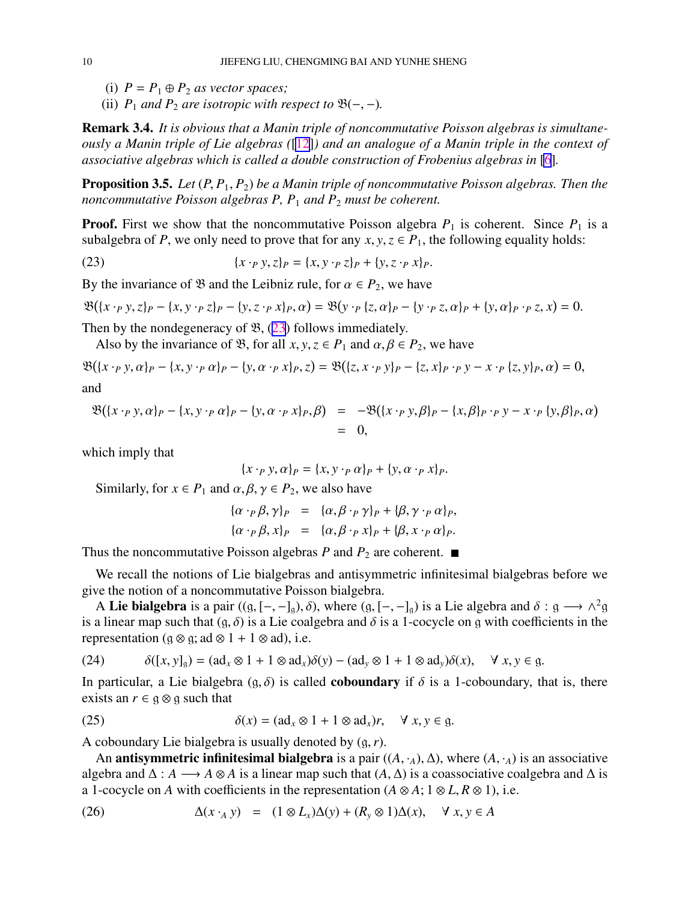(i) $P = P_1 \oplus P_2$ as vector spaces;
(ii) $P_1$ and $P_2$ are isotropic with respect to $\mathfrak{B}(-,-)$.

**Remark 3.4.** *It is obvious that a Manin triple of noncommutative Poisson algebras is simultaneously a Manin triple of Lie algebras ([12]) and an analogue of a Manin triple in the context of associative algebras which is called a double construction of Frobenius algebras in [6].*

**Proposition 3.5.** *Let $(P, P_1, P_2)$ be a Manin triple of noncommutative Poisson algebras. Then the noncommutative Poisson algebras $P$, $P_1$ and $P_2$ must be coherent.*

**Proof.** First we show that the noncommutative Poisson algebra $P_1$ is coherent. Since $P_1$ is a subalgebra of $P$, we only need to prove that for any $x, y, z \in P_1$, the following equality holds:

$$\{x \cdot_P y, z\}_P = \{x, y \cdot_P z\}_P + \{y, z \cdot_P x\}_P. \tag{23}$$

By the invariance of $\mathfrak{B}$ and the Leibniz rule, for $\alpha \in P_2$, we have

$$\mathfrak{B}(\{x \cdot_P y, z\}_P - \{x, y \cdot_P z\}_P - \{y, z \cdot_P x\}_P, \alpha) = \mathfrak{B}\big(y \cdot_P \{z, \alpha\}_P - \{y \cdot_P z, \alpha\}_P + \{y, \alpha\}_P \cdot_P z, x\big) = 0.$$

Then by the nondegeneracy of $\mathfrak{B}$, (23) follows immediately.

Also by the invariance of $\mathfrak{B}$, for all $x, y, z \in P_1$ and $\alpha, \beta \in P_2$, we have

$$\mathfrak{B}(\{x \cdot_P y, \alpha\}_P - \{x, y \cdot_P \alpha\}_P - \{y, \alpha \cdot_P x\}_P, z) = \mathfrak{B}(\{z, x \cdot_P y\}_P - \{z, x\}_P \cdot_P y - x \cdot_P \{z, y\}_P, \alpha) = 0,$$

and

$$\begin{aligned}
\mathfrak{B}(\{x \cdot_P y, \alpha\}_P - \{x, y \cdot_P \alpha\}_P - \{y, \alpha \cdot_P x\}_P, \beta) &= -\mathfrak{B}(\{x \cdot_P y, \beta\}_P - \{x, \beta\}_P \cdot_P y - x \cdot_P \{y, \beta\}_P, \alpha) \\
&= 0,
\end{aligned}$$

which imply that

$$\{x \cdot_P y, \alpha\}_P = \{x, y \cdot_P \alpha\}_P + \{y, \alpha \cdot_P x\}_P.$$

Similarly, for $x \in P_1$ and $\alpha, \beta, \gamma \in P_2$, we also have

$$\begin{aligned}
\{\alpha \cdot_P \beta, \gamma\}_P &= \{\alpha, \beta \cdot_P \gamma\}_P + \{\beta, \gamma \cdot_P \alpha\}_P, \\
\{\alpha \cdot_P \beta, x\}_P &= \{\alpha, \beta \cdot_P x\}_P + \{\beta, x \cdot_P \alpha\}_P.
\end{aligned}$$

Thus the noncommutative Poisson algebras $P$ and $P_2$ are coherent. ■

We recall the notions of Lie bialgebras and antisymmetric infinitesimal bialgebras before we give the notion of a noncommutative Poisson bialgebra.

A **Lie bialgebra** is a pair $((\mathfrak{g}, [-,-]_{\mathfrak{g}}), \delta)$, where $(\mathfrak{g}, [-,-]_{\mathfrak{g}})$ is a Lie algebra and $\delta : \mathfrak{g} \longrightarrow \wedge^2\mathfrak{g}$ is a linear map such that $(\mathfrak{g}, \delta)$ is a Lie coalgebra and $\delta$ is a 1-cocycle on $\mathfrak{g}$ with coefficients in the representation $(\mathfrak{g} \otimes \mathfrak{g}; \mathrm{ad} \otimes 1 + 1 \otimes \mathrm{ad})$, i.e.

$$\delta([x, y]_{\mathfrak{g}}) = (\mathrm{ad}_x \otimes 1 + 1 \otimes \mathrm{ad}_x)\delta(y) - (\mathrm{ad}_y \otimes 1 + 1 \otimes \mathrm{ad}_y)\delta(x), \quad \forall\, x, y \in \mathfrak{g}. \tag{24}$$

In particular, a Lie bialgebra $(\mathfrak{g}, \delta)$ is called **coboundary** if $\delta$ is a 1-coboundary, that is, there exists an $r \in \mathfrak{g} \otimes \mathfrak{g}$ such that

$$\delta(x) = (\mathrm{ad}_x \otimes 1 + 1 \otimes \mathrm{ad}_x)r, \quad \forall\, x, y \in \mathfrak{g}. \tag{25}$$

A coboundary Lie bialgebra is usually denoted by $(\mathfrak{g}, r)$.

An **antisymmetric infinitesimal bialgebra** is a pair $((A, \cdot_A), \Delta)$, where $(A, \cdot_A)$ is an associative algebra and $\Delta : A \longrightarrow A \otimes A$ is a linear map such that $(A, \Delta)$ is a coassociative coalgebra and $\Delta$ is a 1-cocycle on $A$ with coefficients in the representation $(A \otimes A; 1 \otimes L, R \otimes 1)$, i.e.

$$\Delta(x \cdot_A y) \;=\; (1 \otimes L_x)\Delta(y) + (R_y \otimes 1)\Delta(x), \quad \forall\, x, y \in A \tag{26}$$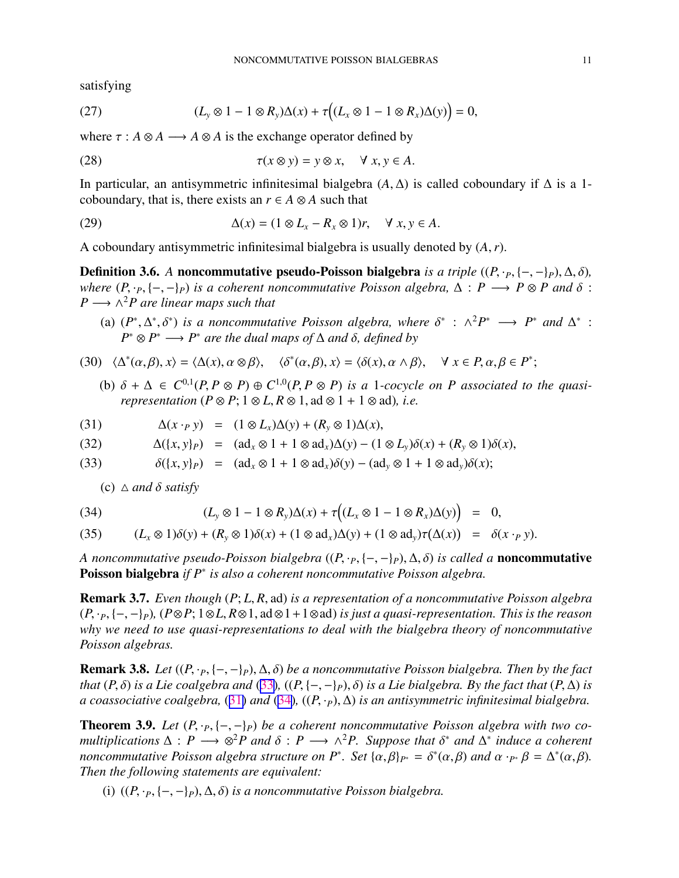satisfying

$$(L_y \otimes 1 - 1 \otimes R_y)\Delta(x) + \tau\Big((L_x \otimes 1 - 1 \otimes R_x)\Delta(y)\Big) = 0, \tag{27}$$

where $\tau : A \otimes A \longrightarrow A \otimes A$ is the exchange operator defined by

$$\tau(x \otimes y) = y \otimes x, \quad \forall\, x, y \in A. \tag{28}$$

In particular, an antisymmetric infinitesimal bialgebra $(A, \Delta)$ is called coboundary if $\Delta$ is a 1-coboundary, that is, there exists an $r \in A \otimes A$ such that

$$\Delta(x) = (1 \otimes L_x - R_x \otimes 1)r, \quad \forall\, x, y \in A. \tag{29}$$

A coboundary antisymmetric infinitesimal bialgebra is usually denoted by $(A, r)$.

**Definition 3.6.** *A* **noncommutative pseudo-Poisson bialgebra** *is a triple* $((P, \cdot_P, \{-,-\}_P), \Delta, \delta)$*, where* $(P, \cdot_P, \{-,-\}_P)$ *is a coherent noncommutative Poisson algebra,* $\Delta : P \longrightarrow P \otimes P$ *and* $\delta : P \longrightarrow \wedge^2 P$ *are linear maps such that*

(a) $(P^*, \Delta^*, \delta^*)$ *is a noncommutative Poisson algebra, where* $\delta^* : \wedge^2 P^* \longrightarrow P^*$ *and* $\Delta^* : P^* \otimes P^* \longrightarrow P^*$ *are the dual maps of* $\Delta$ *and* $\delta$*, defined by*

$$\langle \Delta^*(\alpha, \beta), x\rangle = \langle \Delta(x), \alpha \otimes \beta\rangle, \quad \langle \delta^*(\alpha, \beta), x\rangle = \langle \delta(x), \alpha \wedge \beta\rangle, \quad \forall\, x \in P, \alpha, \beta \in P^*; \tag{30}$$

(b) $\delta + \Delta \in C^{0,1}(P, P \otimes P) \oplus C^{1,0}(P, P \otimes P)$ *is a 1-cocycle on* $P$ *associated to the quasi-representation* $(P \otimes P; 1 \otimes L, R \otimes 1, \mathrm{ad} \otimes 1 + 1 \otimes \mathrm{ad})$*, i.e.*

$$\Delta(x \cdot_P y) = (1 \otimes L_x)\Delta(y) + (R_y \otimes 1)\Delta(x), \tag{31}$$

$$\Delta(\{x, y\}_P) = (\mathrm{ad}_x \otimes 1 + 1 \otimes \mathrm{ad}_x)\Delta(y) - (1 \otimes L_y)\delta(x) + (R_y \otimes 1)\delta(x), \tag{32}$$

$$\delta(\{x, y\}_P) = (\mathrm{ad}_x \otimes 1 + 1 \otimes \mathrm{ad}_x)\delta(y) - (\mathrm{ad}_y \otimes 1 + 1 \otimes \mathrm{ad}_y)\delta(x); \tag{33}$$

(c) $\triangle$ *and* $\delta$ *satisfy*

$$(L_y \otimes 1 - 1 \otimes R_y)\Delta(x) + \tau\Big((L_x \otimes 1 - 1 \otimes R_x)\Delta(y)\Big) = 0, \tag{34}$$

$$(L_x \otimes 1)\delta(y) + (R_y \otimes 1)\delta(x) + (1 \otimes \mathrm{ad}_x)\Delta(y) + (1 \otimes \mathrm{ad}_y)\tau(\Delta(x)) = \delta(x \cdot_P y). \tag{35}$$

*A noncommutative pseudo-Poisson bialgebra* $((P, \cdot_P, \{-,-\}_P), \Delta, \delta)$ *is called a* **noncommutative Poisson bialgebra** *if* $P^*$ *is also a coherent noncommutative Poisson algebra.*

**Remark 3.7.** *Even though* $(P; L, R, \mathrm{ad})$ *is a representation of a noncommutative Poisson algebra* $(P, \cdot_P, \{-,-\}_P)$*,* $(P \otimes P; 1 \otimes L, R \otimes 1, \mathrm{ad} \otimes 1 + 1 \otimes \mathrm{ad})$ *is just a quasi-representation. This is the reason why we need to use quasi-representations to deal with the bialgebra theory of noncommutative Poisson algebras.*

**Remark 3.8.** *Let* $((P, \cdot_P, \{-,-\}_P), \Delta, \delta)$ *be a noncommutative Poisson bialgebra. Then by the fact that* $(P, \delta)$ *is a Lie coalgebra and* (33)*,* $((P, \{-,-\}_P), \delta)$ *is a Lie bialgebra. By the fact that* $(P, \Delta)$ *is a coassociative coalgebra,* (31) *and* (34)*,* $((P, \cdot_P), \Delta)$ *is an antisymmetric infinitesimal bialgebra.*

**Theorem 3.9.** *Let* $(P, \cdot_P, \{-,-\}_P)$ *be a coherent noncommutative Poisson algebra with two comultiplications* $\Delta : P \longrightarrow \otimes^2 P$ *and* $\delta : P \longrightarrow \wedge^2 P$*. Suppose that* $\delta^*$ *and* $\Delta^*$ *induce a coherent noncommutative Poisson algebra structure on* $P^*$*. Set* $\{\alpha, \beta\}_{P^*} = \delta^*(\alpha, \beta)$ *and* $\alpha \cdot_{P^*} \beta = \Delta^*(\alpha, \beta)$*. Then the following statements are equivalent:*

(i) $((P, \cdot_P, \{-,-\}_P), \Delta, \delta)$ *is a noncommutative Poisson bialgebra.*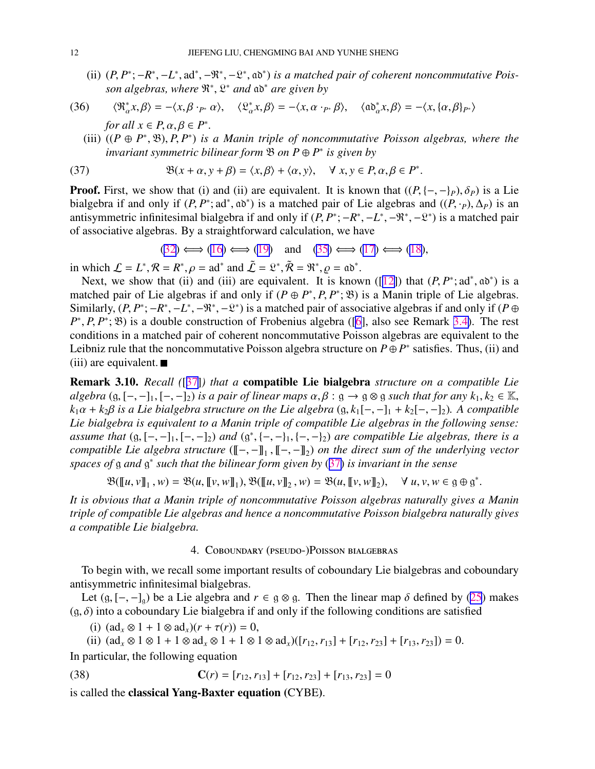(ii) $(P, P^*; -R^*, -L^*, \mathrm{ad}^*, -\mathfrak{R}^*, -\mathfrak{L}^*, \mathfrak{ad}^*)$ *is a matched pair of coherent noncommutative Poisson algebras, where* $\mathfrak{R}^*$, $\mathfrak{L}^*$ *and* $\mathfrak{ad}^*$ *are given by*

$$\langle \mathfrak{R}^*_\alpha x, \beta\rangle = -\langle x, \beta \cdot_{P^*} \alpha\rangle, \quad \langle \mathfrak{L}^*_\alpha x, \beta\rangle = -\langle x, \alpha \cdot_{P^*} \beta\rangle, \quad \langle \mathfrak{ad}^*_\alpha x, \beta\rangle = -\langle x, \{\alpha, \beta\}_{P^*}\rangle \tag{36}$$

*for all* $x \in P, \alpha, \beta \in P^*$.

(iii) $((P \oplus P^*, \mathfrak{B}), P, P^*)$ *is a Manin triple of noncommutative Poisson algebras, where the invariant symmetric bilinear form* $\mathfrak{B}$ *on* $P \oplus P^*$ *is given by*

$$\mathfrak{B}(x + \alpha, y + \beta) = \langle x, \beta\rangle + \langle \alpha, y\rangle, \quad \forall\ x, y \in P, \alpha, \beta \in P^*. \tag{37}$$

**Proof.** First, we show that (i) and (ii) are equivalent. It is known that $((P, \{-, -\}_P), \delta_P)$ is a Lie bialgebra if and only if $(P, P^*; \mathrm{ad}^*, \mathfrak{ad}^*)$ is a matched pair of Lie algebras and $((P, \cdot_P), \Delta_P)$ is an antisymmetric infinitesimal bialgebra if and only if $(P, P^*; -R^*, -L^*, -\mathfrak{R}^*, -\mathfrak{L}^*)$ is a matched pair of associative algebras. By a straightforward calculation, we have

$$(32) \Longleftrightarrow (16) \Longleftrightarrow (19) \quad \text{and} \quad (35) \Longleftrightarrow (17) \Longleftrightarrow (18),$$

in which $\mathcal{L} = L^*, \mathcal{R} = R^*, \rho = \mathrm{ad}^*$ and $\tilde{\mathcal{L}} = \mathfrak{L}^*, \tilde{\mathcal{R}} = \mathfrak{R}^*, \varrho = \mathfrak{ad}^*$.

Next, we show that (ii) and (iii) are equivalent. It is known ([12]) that $(P, P^*; \mathrm{ad}^*, \mathfrak{ad}^*)$ is a matched pair of Lie algebras if and only if $(P \oplus P^*, P, P^*; \mathfrak{B})$ is a Manin triple of Lie algebras. Similarly, $(P, P^*; -R^*, -L^*, -\mathfrak{R}^*, -\mathfrak{L}^*)$ is a matched pair of associative algebras if and only if $(P \oplus P^*, P, P^*; \mathfrak{B})$ is a double construction of Frobenius algebra ([6], also see Remark 3.4). The rest conditions in a matched pair of coherent noncommutative Poisson algebras are equivalent to the Leibniz rule that the noncommutative Poisson algebra structure on $P \oplus P^*$ satisfies. Thus, (ii) and (iii) are equivalent. ■

**Remark 3.10.** *Recall ([37]) that a* **compatible Lie bialgebra** *structure on a compatible Lie algebra* $(\mathfrak{g}, [-, -]_1, [-, -]_2)$ *is a pair of linear maps* $\alpha, \beta : \mathfrak{g} \to \mathfrak{g} \otimes \mathfrak{g}$ *such that for any* $k_1, k_2 \in \mathbb{K}$, $k_1\alpha + k_2\beta$ *is a Lie bialgebra structure on the Lie algebra* $(\mathfrak{g}, k_1[-, -]_1 + k_2[-, -]_2)$. *A compatible Lie bialgebra is equivalent to a Manin triple of compatible Lie algebras in the following sense: assume that* $(\mathfrak{g}, [-, -]_1, [-, -]_2)$ *and* $(\mathfrak{g}^*, \{-, -\}_1, \{-, -\}_2)$ *are compatible Lie algebras, there is a compatible Lie algebra structure* $([\![-, -]\!]_1, [\![-, -]\!]_2)$ *on the direct sum of the underlying vector spaces of* $\mathfrak{g}$ *and* $\mathfrak{g}^*$ *such that the bilinear form given by (37) is invariant in the sense*

$$\mathfrak{B}([\![u, v]\!]_1, w) = \mathfrak{B}(u, [\![v, w]\!]_1), \mathfrak{B}([\![u, v]\!]_2, w) = \mathfrak{B}(u, [\![v, w]\!]_2), \quad \forall\ u, v, w \in \mathfrak{g} \oplus \mathfrak{g}^*.$$

*It is obvious that a Manin triple of noncommutative Poisson algebras naturally gives a Manin triple of compatible Lie algebras and hence a noncommutative Poisson bialgebra naturally gives a compatible Lie bialgebra.*

## 4. Coboundary (pseudo-)Poisson bialgebras

To begin with, we recall some important results of coboundary Lie bialgebras and coboundary antisymmetric infinitesimal bialgebras.

Let $(\mathfrak{g}, [-, -]_\mathfrak{g})$ be a Lie algebra and $r \in \mathfrak{g} \otimes \mathfrak{g}$. Then the linear map $\delta$ defined by (25) makes $(\mathfrak{g}, \delta)$ into a coboundary Lie bialgebra if and only if the following conditions are satisfied

(i) $(\mathrm{ad}_x \otimes 1 + 1 \otimes \mathrm{ad}_x)(r + \tau(r)) = 0$,

(ii) $(\mathrm{ad}_x \otimes 1 \otimes 1 + 1 \otimes \mathrm{ad}_x \otimes 1 + 1 \otimes 1 \otimes \mathrm{ad}_x)([r_{12}, r_{13}] + [r_{12}, r_{23}] + [r_{13}, r_{23}]) = 0$.

In particular, the following equation

$$\mathbf{C}(r) = [r_{12}, r_{13}] + [r_{12}, r_{23}] + [r_{13}, r_{23}] = 0 \tag{38}$$

is called the **classical Yang-Baxter equation** (CYBE).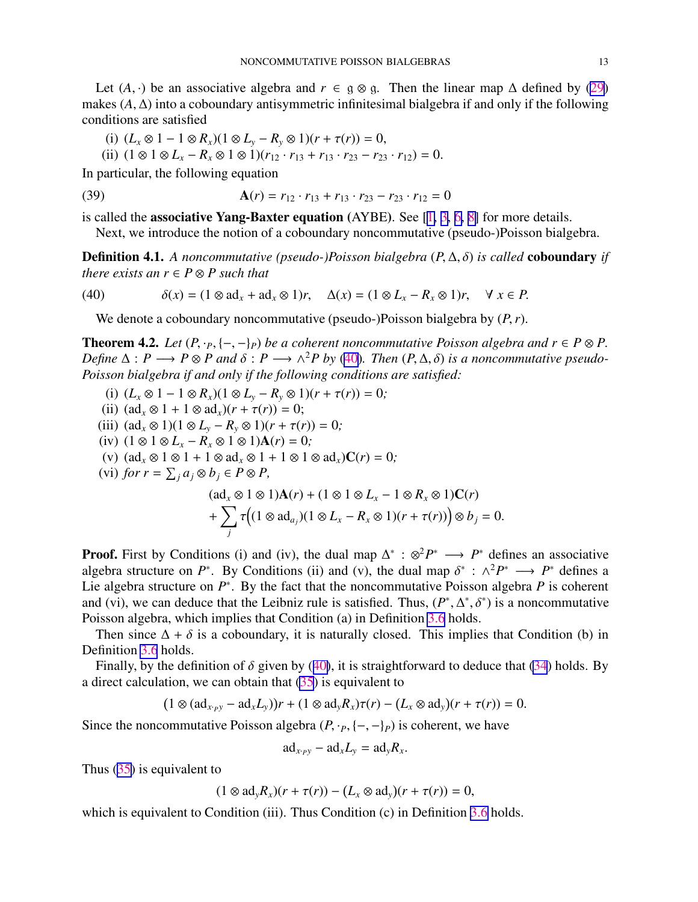Let $(A, \cdot)$ be an associative algebra and $r \in \mathfrak{g} \otimes \mathfrak{g}$. Then the linear map $\Delta$ defined by (29) makes $(A, \Delta)$ into a coboundary antisymmetric infinitesimal bialgebra if and only if the following conditions are satisfied

(i) $(L_x \otimes 1 - 1 \otimes R_x)(1 \otimes L_y - R_y \otimes 1)(r + \tau(r)) = 0$,

(ii) $(1 \otimes 1 \otimes L_x - R_x \otimes 1 \otimes 1)(r_{12} \cdot r_{13} + r_{13} \cdot r_{23} - r_{23} \cdot r_{12}) = 0$.

In particular, the following equation

$$\mathbf{A}(r) = r_{12} \cdot r_{13} + r_{13} \cdot r_{23} - r_{23} \cdot r_{12} = 0 \tag{39}$$

is called the **associative Yang-Baxter equation (AYBE)**. See [1, 3, 6, 8] for more details.

Next, we introduce the notion of a coboundary noncommutative (pseudo-)Poisson bialgebra.

**Definition 4.1.** *A noncommutative (pseudo-)Poisson bialgebra $(P, \Delta, \delta)$ is called* **coboundary** *if there exists an $r \in P \otimes P$ such that*

$$\delta(x) = (1 \otimes \mathrm{ad}_x + \mathrm{ad}_x \otimes 1)r, \quad \Delta(x) = (1 \otimes L_x - R_x \otimes 1)r, \quad \forall\, x \in P. \tag{40}$$

We denote a coboundary noncommutative (pseudo-)Poisson bialgebra by $(P, r)$.

**Theorem 4.2.** *Let $(P, \cdot_P, \{-,-\}_P)$ be a coherent noncommutative Poisson algebra and $r \in P \otimes P$. Define $\Delta : P \longrightarrow P \otimes P$ and $\delta : P \longrightarrow \wedge^2 P$ by (40). Then $(P, \Delta, \delta)$ is a noncommutative pseudo-Poisson bialgebra if and only if the following conditions are satisfied:*

(i) $(L_x \otimes 1 - 1 \otimes R_x)(1 \otimes L_y - R_y \otimes 1)(r + \tau(r)) = 0$*;*

(ii) $(\mathrm{ad}_x \otimes 1 + 1 \otimes \mathrm{ad}_x)(r + \tau(r)) = 0$;

(iii) $(\mathrm{ad}_x \otimes 1)(1 \otimes L_y - R_y \otimes 1)(r + \tau(r)) = 0$*;*

(iv) $(1 \otimes 1 \otimes L_x - R_x \otimes 1 \otimes 1)\mathbf{A}(r) = 0$*;*

(v) $(\mathrm{ad}_x \otimes 1 \otimes 1 + 1 \otimes \mathrm{ad}_x \otimes 1 + 1 \otimes 1 \otimes \mathrm{ad}_x)\mathbf{C}(r) = 0$*;*

(vi) *for $r = \sum_j a_j \otimes b_j \in P \otimes P$,*

$$\begin{aligned}
&(\mathrm{ad}_x \otimes 1 \otimes 1)\mathbf{A}(r) + (1 \otimes 1 \otimes L_x - 1 \otimes R_x \otimes 1)\mathbf{C}(r) \\
&+ \sum_j \tau\Big((1 \otimes \mathrm{ad}_{a_j})(1 \otimes L_x - R_x \otimes 1)(r + \tau(r))\Big) \otimes b_j = 0.
\end{aligned}$$

**Proof.** First by Conditions (i) and (iv), the dual map $\Delta^* : \otimes^2 P^* \longrightarrow P^*$ defines an associative algebra structure on $P^*$. By Conditions (ii) and (v), the dual map $\delta^* : \wedge^2 P^* \longrightarrow P^*$ defines a Lie algebra structure on $P^*$. By the fact that the noncommutative Poisson algebra $P$ is coherent and (vi), we can deduce that the Leibniz rule is satisfied. Thus, $(P^*, \Delta^*, \delta^*)$ is a noncommutative Poisson algebra, which implies that Condition (a) in Definition 3.6 holds.

Then since $\Delta + \delta$ is a coboundary, it is naturally closed. This implies that Condition (b) in Definition 3.6 holds.

Finally, by the definition of $\delta$ given by (40), it is straightforward to deduce that (34) holds. By a direct calculation, we can obtain that (35) is equivalent to

$$(1 \otimes (\mathrm{ad}_{x \cdot_P y} - \mathrm{ad}_x L_y))r + (1 \otimes \mathrm{ad}_y R_x)\tau(r) - (L_x \otimes \mathrm{ad}_y)(r + \tau(r)) = 0.$$

Since the noncommutative Poisson algebra $(P, \cdot_P, \{-,-\}_P)$ is coherent, we have

$$\mathrm{ad}_{x \cdot_P y} - \mathrm{ad}_x L_y = \mathrm{ad}_y R_x.$$

Thus (35) is equivalent to

$$(1 \otimes \mathrm{ad}_y R_x)(r + \tau(r)) - (L_x \otimes \mathrm{ad}_y)(r + \tau(r)) = 0,$$

which is equivalent to Condition (iii). Thus Condition (c) in Definition 3.6 holds.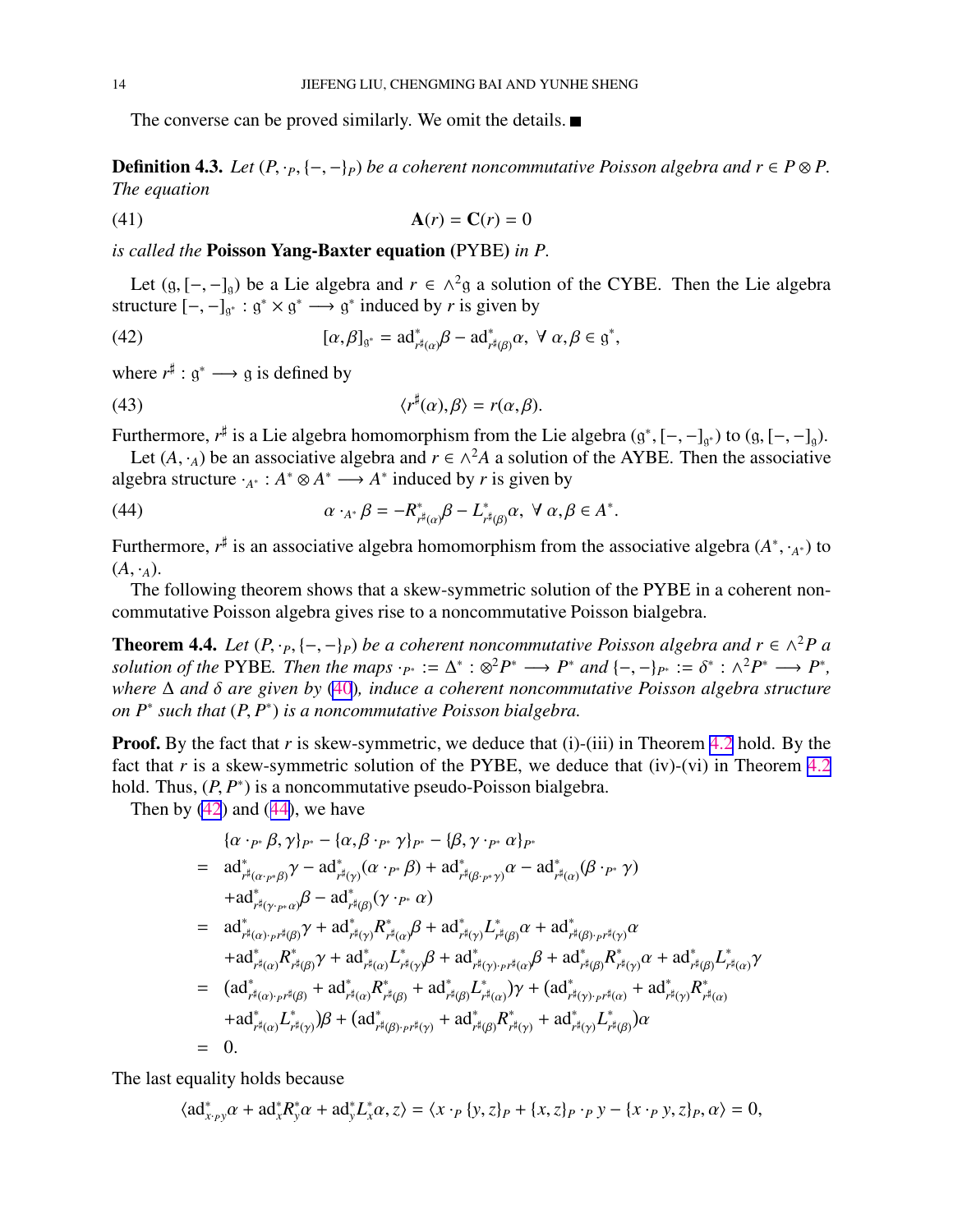The converse can be proved similarly. We omit the details. ■

**Definition 4.3.** *Let $(P, \cdot_P, \{-,-\}_P)$ be a coherent noncommutative Poisson algebra and $r \in P \otimes P$. The equation*

$$\mathbf{A}(r) = \mathbf{C}(r) = 0 \tag{41}$$

*is called the* **Poisson Yang-Baxter equation** (PYBE) *in $P$.*

Let $(\mathfrak{g}, [-,-]_{\mathfrak{g}})$ be a Lie algebra and $r \in \wedge^2\mathfrak{g}$ a solution of the CYBE. Then the Lie algebra structure $[-,-]_{\mathfrak{g}^*} : \mathfrak{g}^* \times \mathfrak{g}^* \longrightarrow \mathfrak{g}^*$ induced by $r$ is given by

$$[\alpha, \beta]_{\mathfrak{g}^*} = \mathrm{ad}^*_{r^\sharp(\alpha)}\beta - \mathrm{ad}^*_{r^\sharp(\beta)}\alpha, \ \forall\, \alpha, \beta \in \mathfrak{g}^*, \tag{42}$$

where $r^\sharp : \mathfrak{g}^* \longrightarrow \mathfrak{g}$ is defined by

$$\langle r^\sharp(\alpha), \beta\rangle = r(\alpha, \beta). \tag{43}$$

Furthermore, $r^\sharp$ is a Lie algebra homomorphism from the Lie algebra $(\mathfrak{g}^*, [-,-]_{\mathfrak{g}^*})$ to $(\mathfrak{g}, [-,-]_{\mathfrak{g}})$.

Let $(A, \cdot_A)$ be an associative algebra and $r \in \wedge^2 A$ a solution of the AYBE. Then the associative algebra structure $\cdot_{A^*} : A^* \otimes A^* \longrightarrow A^*$ induced by $r$ is given by

$$\alpha \cdot_{A^*} \beta = -R^*_{r^\sharp(\alpha)}\beta - L^*_{r^\sharp(\beta)}\alpha, \ \forall\, \alpha, \beta \in A^*. \tag{44}$$

Furthermore, $r^\sharp$ is an associative algebra homomorphism from the associative algebra $(A^*, \cdot_{A^*})$ to $(A, \cdot_A)$.

The following theorem shows that a skew-symmetric solution of the PYBE in a coherent noncommutative Poisson algebra gives rise to a noncommutative Poisson bialgebra.

**Theorem 4.4.** *Let $(P, \cdot_P, \{-,-\}_P)$ be a coherent noncommutative Poisson algebra and $r \in \wedge^2 P$ a solution of the* PYBE*. Then the maps $\cdot_{P^*} := \Delta^* : \otimes^2 P^* \longrightarrow P^*$ and $\{-,-\}_{P^*} := \delta^* : \wedge^2 P^* \longrightarrow P^*$, where $\Delta$ and $\delta$ are given by (40), induce a coherent noncommutative Poisson algebra structure on $P^*$ such that $(P, P^*)$ is a noncommutative Poisson bialgebra.*

**Proof.** By the fact that $r$ is skew-symmetric, we deduce that (i)-(iii) in Theorem 4.2 hold. By the fact that $r$ is a skew-symmetric solution of the PYBE, we deduce that (iv)-(vi) in Theorem 4.2 hold. Thus, $(P, P^*)$ is a noncommutative pseudo-Poisson bialgebra.

Then by (42) and (44), we have

$$\begin{aligned}
&\{\alpha \cdot_{P^*} \beta, \gamma\}_{P^*} - \{\alpha, \beta \cdot_{P^*} \gamma\}_{P^*} - \{\beta, \gamma \cdot_{P^*} \alpha\}_{P^*} \\
=\ & \mathrm{ad}^*_{r^\sharp(\alpha \cdot_{P^*} \beta)}\gamma - \mathrm{ad}^*_{r^\sharp(\gamma)}(\alpha \cdot_{P^*} \beta) + \mathrm{ad}^*_{r^\sharp(\beta \cdot_{P^*} \gamma)}\alpha - \mathrm{ad}^*_{r^\sharp(\alpha)}(\beta \cdot_{P^*} \gamma) \\
&+ \mathrm{ad}^*_{r^\sharp(\gamma \cdot_{P^*} \alpha)}\beta - \mathrm{ad}^*_{r^\sharp(\beta)}(\gamma \cdot_{P^*} \alpha) \\
=\ & \mathrm{ad}^*_{r^\sharp(\alpha) \cdot_P r^\sharp(\beta)}\gamma + \mathrm{ad}^*_{r^\sharp(\gamma)}R^*_{r^\sharp(\alpha)}\beta + \mathrm{ad}^*_{r^\sharp(\gamma)}L^*_{r^\sharp(\beta)}\alpha + \mathrm{ad}^*_{r^\sharp(\beta) \cdot_P r^\sharp(\gamma)}\alpha \\
&+ \mathrm{ad}^*_{r^\sharp(\alpha)}R^*_{r^\sharp(\beta)}\gamma + \mathrm{ad}^*_{r^\sharp(\alpha)}L^*_{r^\sharp(\gamma)}\beta + \mathrm{ad}^*_{r^\sharp(\gamma) \cdot_P r^\sharp(\alpha)}\beta + \mathrm{ad}^*_{r^\sharp(\beta)}R^*_{r^\sharp(\gamma)}\alpha + \mathrm{ad}^*_{r^\sharp(\beta)}L^*_{r^\sharp(\alpha)}\gamma \\
=\ & (\mathrm{ad}^*_{r^\sharp(\alpha) \cdot_P r^\sharp(\beta)} + \mathrm{ad}^*_{r^\sharp(\alpha)}R^*_{r^\sharp(\beta)} + \mathrm{ad}^*_{r^\sharp(\beta)}L^*_{r^\sharp(\alpha)})\gamma + (\mathrm{ad}^*_{r^\sharp(\gamma) \cdot_P r^\sharp(\alpha)} + \mathrm{ad}^*_{r^\sharp(\gamma)}R^*_{r^\sharp(\alpha)} \\
&+ \mathrm{ad}^*_{r^\sharp(\alpha)}L^*_{r^\sharp(\gamma)})\beta + (\mathrm{ad}^*_{r^\sharp(\beta) \cdot_P r^\sharp(\gamma)} + \mathrm{ad}^*_{r^\sharp(\beta)}R^*_{r^\sharp(\gamma)} + \mathrm{ad}^*_{r^\sharp(\gamma)}L^*_{r^\sharp(\beta)})\alpha \\
=\ & 0.
\end{aligned}$$

The last equality holds because

$$\langle \mathrm{ad}^*_{x \cdot_P y}\alpha + \mathrm{ad}^*_x R^*_y \alpha + \mathrm{ad}^*_y L^*_x \alpha, z\rangle = \langle x \cdot_P \{y, z\}_P + \{x, z\}_P \cdot_P y - \{x \cdot_P y, z\}_P, \alpha\rangle = 0,$$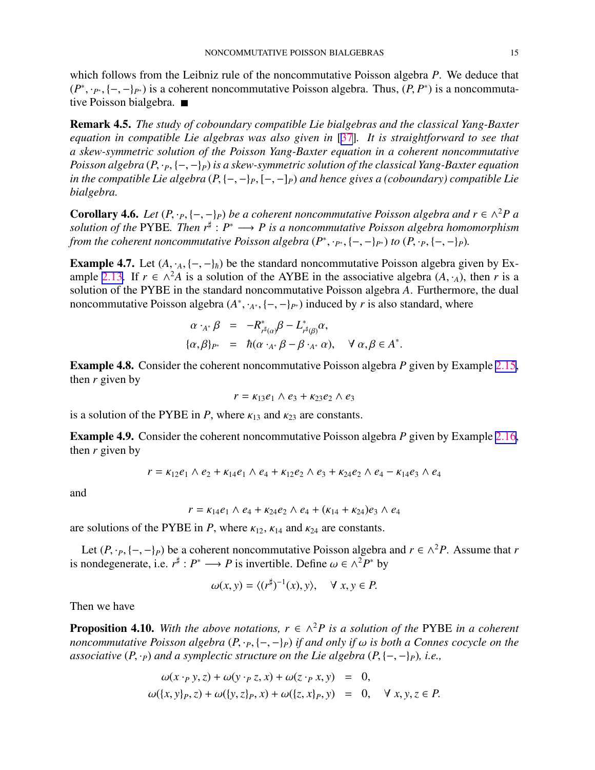which follows from the Leibniz rule of the noncommutative Poisson algebra $P$. We deduce that $(P^*, \cdot_{P^*}, \{-,-\}_{P^*})$ is a coherent noncommutative Poisson algebra. Thus, $(P, P^*)$ is a noncommutative Poisson bialgebra. ■

**Remark 4.5.** *The study of coboundary compatible Lie bialgebras and the classical Yang-Baxter equation in compatible Lie algebras was also given in [37]. It is straightforward to see that a skew-symmetric solution of the Poisson Yang-Baxter equation in a coherent noncommutative Poisson algebra $(P, \cdot_P, \{-,-\}_P)$ is a skew-symmetric solution of the classical Yang-Baxter equation in the compatible Lie algebra $(P, \{-,-\}_P, [-,-]_P)$ and hence gives a (coboundary) compatible Lie bialgebra.*

**Corollary 4.6.** *Let $(P, \cdot_P, \{-,-\}_P)$ be a coherent noncommutative Poisson algebra and $r \in \wedge^2 P$ a solution of the* PYBE*. Then $r^\sharp : P^* \longrightarrow P$ is a noncommutative Poisson algebra homomorphism from the coherent noncommutative Poisson algebra $(P^*, \cdot_{P^*}, \{-,-\}_{P^*})$ to $(P, \cdot_P, \{-,-\}_P)$.*

**Example 4.7.** Let $(A, \cdot_A, \{-,-\}_\hbar)$ be the standard noncommutative Poisson algebra given by Example 2.13. If $r \in \wedge^2 A$ is a solution of the AYBE in the associative algebra $(A, \cdot_A)$, then $r$ is a solution of the PYBE in the standard noncommutative Poisson algebra $A$. Furthermore, the dual noncommutative Poisson algebra $(A^*, \cdot_{A^*}, \{-,-\}_{P^*})$ induced by $r$ is also standard, where

$$
\begin{aligned}
\alpha \cdot_{A^*} \beta &= -R^*_{r^\sharp(\alpha)}\beta - L^*_{r^\sharp(\beta)}\alpha, \\
\{\alpha, \beta\}_{P^*} &= \hbar(\alpha \cdot_{A^*} \beta - \beta \cdot_{A^*} \alpha), \quad \forall\, \alpha, \beta \in A^*.
\end{aligned}
$$

**Example 4.8.** Consider the coherent noncommutative Poisson algebra $P$ given by Example 2.15, then $r$ given by

$$
r = \kappa_{13} e_1 \wedge e_3 + \kappa_{23} e_2 \wedge e_3
$$

is a solution of the PYBE in $P$, where $\kappa_{13}$ and $\kappa_{23}$ are constants.

**Example 4.9.** Consider the coherent noncommutative Poisson algebra $P$ given by Example 2.16, then $r$ given by

$$
r = \kappa_{12} e_1 \wedge e_2 + \kappa_{14} e_1 \wedge e_4 + \kappa_{12} e_2 \wedge e_3 + \kappa_{24} e_2 \wedge e_4 - \kappa_{14} e_3 \wedge e_4
$$

and

$$
r = \kappa_{14} e_1 \wedge e_4 + \kappa_{24} e_2 \wedge e_4 + (\kappa_{14} + \kappa_{24}) e_3 \wedge e_4
$$

are solutions of the PYBE in $P$, where $\kappa_{12}$, $\kappa_{14}$ and $\kappa_{24}$ are constants.

Let $(P, \cdot_P, \{-,-\}_P)$ be a coherent noncommutative Poisson algebra and $r \in \wedge^2 P$. Assume that $r$ is nondegenerate, i.e. $r^\sharp : P^* \longrightarrow P$ is invertible. Define $\omega \in \wedge^2 P^*$ by

$$
\omega(x, y) = \langle (r^\sharp)^{-1}(x), y \rangle, \quad \forall\, x, y \in P.
$$

Then we have

**Proposition 4.10.** *With the above notations, $r \in \wedge^2 P$ is a solution of the* PYBE *in a coherent noncommutative Poisson algebra $(P, \cdot_P, \{-,-\}_P)$ if and only if $\omega$ is both a Connes cocycle on the associative $(P, \cdot_P)$ and a symplectic structure on the Lie algebra $(P, \{-,-\}_P)$, i.e.,*

$$
\begin{aligned}
\omega(x \cdot_P y, z) + \omega(y \cdot_P z, x) + \omega(z \cdot_P x, y) &= 0, \\
\omega(\{x, y\}_P, z) + \omega(\{y, z\}_P, x) + \omega(\{z, x\}_P, y) &= 0, \quad \forall\, x, y, z \in P.
\end{aligned}
$$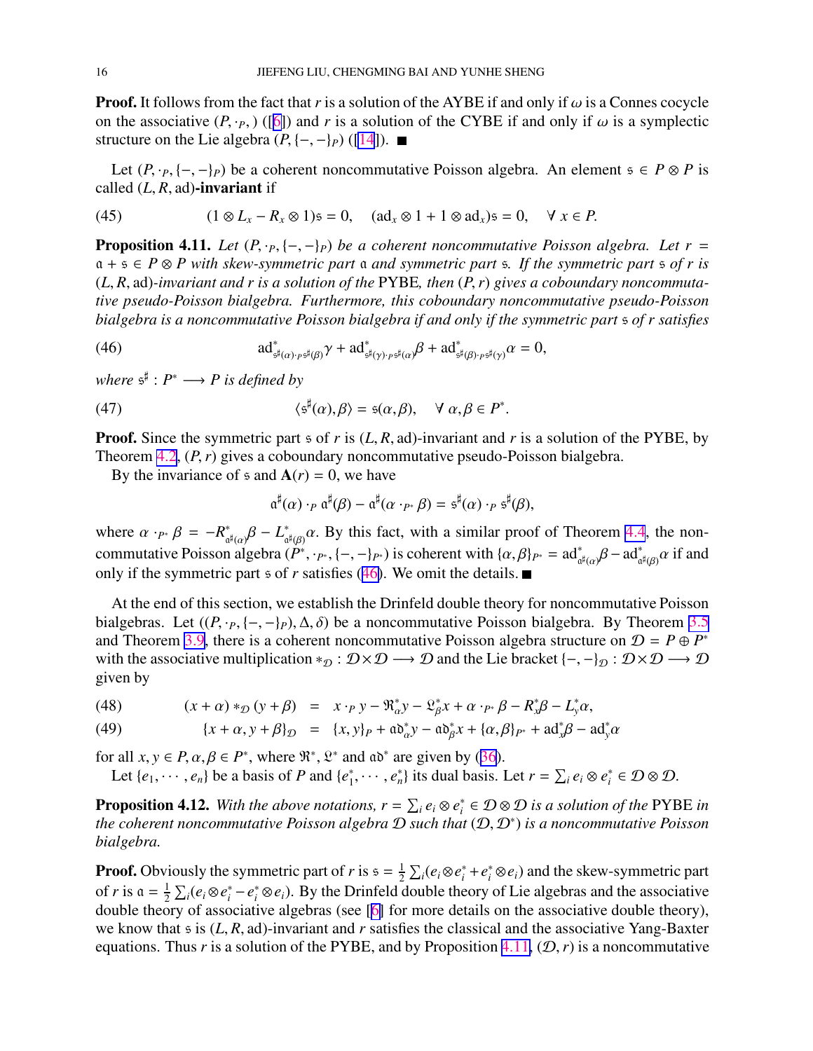**Proof.** It follows from the fact that $r$ is a solution of the AYBE if and only if $\omega$ is a Connes cocycle on the associative $(P, \cdot_P, )$ ([6]) and $r$ is a solution of the CYBE if and only if $\omega$ is a symplectic structure on the Lie algebra $(P, \{-,-\}_P)$ ([14]). ■

Let $(P, \cdot_P, \{-,-\}_P)$ be a coherent noncommutative Poisson algebra. An element $\mathfrak{s} \in P \otimes P$ is called $(L, R, \mathrm{ad})$**-invariant** if

$$(1 \otimes L_x - R_x \otimes 1)\mathfrak{s} = 0, \quad (\mathrm{ad}_x \otimes 1 + 1 \otimes \mathrm{ad}_x)\mathfrak{s} = 0, \quad \forall\, x \in P. \tag{45}$$

**Proposition 4.11.** *Let $(P, \cdot_P, \{-,-\}_P)$ be a coherent noncommutative Poisson algebra. Let $r = \mathfrak{a} + \mathfrak{s} \in P \otimes P$ with skew-symmetric part $\mathfrak{a}$ and symmetric part $\mathfrak{s}$. If the symmetric part $\mathfrak{s}$ of $r$ is $(L, R, \mathrm{ad})$-invariant and $r$ is a solution of the* PYBE*, then $(P, r)$ gives a coboundary noncommutative pseudo-Poisson bialgebra. Furthermore, this coboundary noncommutative pseudo-Poisson bialgebra is a noncommutative Poisson bialgebra if and only if the symmetric part $\mathfrak{s}$ of $r$ satisfies*

$$\mathrm{ad}^*_{\mathfrak{s}^\sharp(\alpha)\cdot_P \mathfrak{s}^\sharp(\beta)}\gamma + \mathrm{ad}^*_{\mathfrak{s}^\sharp(\gamma)\cdot_P \mathfrak{s}^\sharp(\alpha)}\beta + \mathrm{ad}^*_{\mathfrak{s}^\sharp(\beta)\cdot_P \mathfrak{s}^\sharp(\gamma)}\alpha = 0, \tag{46}$$

*where $\mathfrak{s}^\sharp : P^* \longrightarrow P$ is defined by*

$$\langle \mathfrak{s}^\sharp(\alpha), \beta\rangle = \mathfrak{s}(\alpha, \beta), \quad \forall\, \alpha, \beta \in P^*. \tag{47}$$

**Proof.** Since the symmetric part $\mathfrak{s}$ of $r$ is $(L, R, \mathrm{ad})$-invariant and $r$ is a solution of the PYBE, by Theorem 4.2, $(P, r)$ gives a coboundary noncommutative pseudo-Poisson bialgebra.

By the invariance of $\mathfrak{s}$ and $\mathbf{A}(r) = 0$, we have

$$\mathfrak{a}^\sharp(\alpha) \cdot_P \mathfrak{a}^\sharp(\beta) - \mathfrak{a}^\sharp(\alpha \cdot_{P^*} \beta) = \mathfrak{s}^\sharp(\alpha) \cdot_P \mathfrak{s}^\sharp(\beta),$$

where $\alpha \cdot_{P^*} \beta = -R^*_{\mathfrak{a}^\sharp(\alpha)}\beta - L^*_{\mathfrak{a}^\sharp(\beta)}\alpha$. By this fact, with a similar proof of Theorem 4.4, the noncommutative Poisson algebra $(P^*, \cdot_{P^*}, \{-,-\}_{P^*})$ is coherent with $\{\alpha, \beta\}_{P^*} = \mathrm{ad}^*_{\mathfrak{a}^\sharp(\alpha)}\beta - \mathrm{ad}^*_{\mathfrak{a}^\sharp(\beta)}\alpha$ if and only if the symmetric part $\mathfrak{s}$ of $r$ satisfies (46). We omit the details. ■

At the end of this section, we establish the Drinfeld double theory for noncommutative Poisson bialgebras. Let $((P, \cdot_P, \{-,-\}_P), \Delta, \delta)$ be a noncommutative Poisson bialgebra. By Theorem 3.5 and Theorem 3.9, there is a coherent noncommutative Poisson algebra structure on $\mathcal{D} = P \oplus P^*$ with the associative multiplication $*_{\mathcal{D}} : \mathcal{D} \times \mathcal{D} \longrightarrow \mathcal{D}$ and the Lie bracket $\{-,-\}_{\mathcal{D}} : \mathcal{D} \times \mathcal{D} \longrightarrow \mathcal{D}$ given by

$$(x + \alpha) *_{\mathcal{D}} (y + \beta) = x \cdot_P y - \mathfrak{R}^*_\alpha y - \mathfrak{L}^*_\beta x + \alpha \cdot_{P^*} \beta - R^*_x \beta - L^*_y \alpha, \tag{48}$$

$$\{x + \alpha, y + \beta\}_{\mathcal{D}} = \{x, y\}_P + \mathfrak{ad}^*_\alpha y - \mathfrak{ad}^*_\beta x + \{\alpha, \beta\}_{P^*} + \mathrm{ad}^*_x \beta - \mathrm{ad}^*_y \alpha \tag{49}$$

for all $x, y \in P, \alpha, \beta \in P^*$, where $\mathfrak{R}^*$, $\mathfrak{L}^*$ and $\mathfrak{ad}^*$ are given by (36).

Let $\{e_1, \cdots, e_n\}$ be a basis of $P$ and $\{e_1^*, \cdots, e_n^*\}$ its dual basis. Let $r = \sum_i e_i \otimes e_i^* \in \mathcal{D} \otimes \mathcal{D}$.

**Proposition 4.12.** *With the above notations, $r = \sum_i e_i \otimes e_i^* \in \mathcal{D} \otimes \mathcal{D}$ is a solution of the* PYBE *in the coherent noncommutative Poisson algebra $\mathcal{D}$ such that $(\mathcal{D}, \mathcal{D}^*)$ is a noncommutative Poisson bialgebra.*

**Proof.** Obviously the symmetric part of $r$ is $\mathfrak{s} = \frac{1}{2}\sum_i (e_i \otimes e_i^* + e_i^* \otimes e_i)$ and the skew-symmetric part of $r$ is $\mathfrak{a} = \frac{1}{2}\sum_i (e_i \otimes e_i^* - e_i^* \otimes e_i)$. By the Drinfeld double theory of Lie algebras and the associative double theory of associative algebras (see [6] for more details on the associative double theory), we know that $\mathfrak{s}$ is $(L, R, \mathrm{ad})$-invariant and $r$ satisfies the classical and the associative Yang-Baxter equations. Thus $r$ is a solution of the PYBE, and by Proposition 4.11, $(\mathcal{D}, r)$ is a noncommutative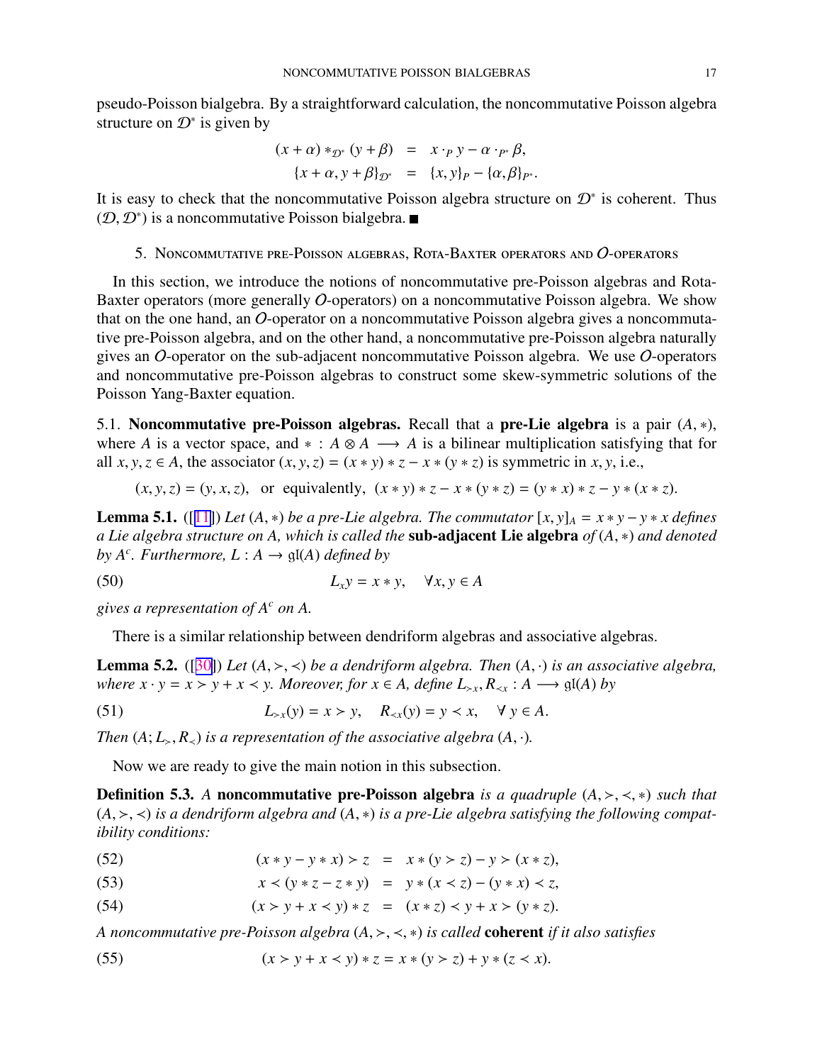pseudo-Poisson bialgebra. By a straightforward calculation, the noncommutative Poisson algebra structure on $\mathcal{D}^*$ is given by

$$
\begin{aligned}
(x+\alpha) *_{\mathcal{D}^*} (y+\beta) &= x \cdot_P y - \alpha \cdot_{P^*} \beta,\\
\{x+\alpha, y+\beta\}_{\mathcal{D}^*} &= \{x,y\}_P - \{\alpha,\beta\}_{P^*}.
\end{aligned}
$$

It is easy to check that the noncommutative Poisson algebra structure on $\mathcal{D}^*$ is coherent. Thus $(\mathcal{D}, \mathcal{D}^*)$ is a noncommutative Poisson bialgebra. ■

## 5. Noncommutative pre-Poisson algebras, Rota-Baxter operators and $\mathcal{O}$-operators

In this section, we introduce the notions of noncommutative pre-Poisson algebras and Rota-Baxter operators (more generally $\mathcal{O}$-operators) on a noncommutative Poisson algebra. We show that on the one hand, an $\mathcal{O}$-operator on a noncommutative Poisson algebra gives a noncommutative pre-Poisson algebra, and on the other hand, a noncommutative pre-Poisson algebra naturally gives an $\mathcal{O}$-operator on the sub-adjacent noncommutative Poisson algebra. We use $\mathcal{O}$-operators and noncommutative pre-Poisson algebras to construct some skew-symmetric solutions of the Poisson Yang-Baxter equation.

### 5.1. Noncommutative pre-Poisson algebras.

Recall that a **pre-Lie algebra** is a pair $(A, *)$, where $A$ is a vector space, and $* : A \otimes A \longrightarrow A$ is a bilinear multiplication satisfying that for all $x, y, z \in A$, the associator $(x, y, z) = (x * y) * z - x * (y * z)$ is symmetric in $x, y$, i.e.,

$$
(x,y,z) = (y,x,z), \quad \text{or equivalently,} \quad (x*y)*z - x*(y*z) = (y*x)*z - y*(x*z).
$$

**Lemma 5.1.** ([11]) *Let $(A, *)$ be a pre-Lie algebra. The commutator $[x,y]_A = x*y - y*x$ defines a Lie algebra structure on A, which is called the* **sub-adjacent Lie algebra** *of $(A, *)$ and denoted by $A^c$. Furthermore, $L : A \to \mathfrak{gl}(A)$ defined by*

$$
L_x y = x * y, \quad \forall x, y \in A \tag{50}
$$

*gives a representation of $A^c$ on A.*

There is a similar relationship between dendriform algebras and associative algebras.

**Lemma 5.2.** ([30]) *Let $(A, \succ, \prec)$ be a dendriform algebra. Then $(A, \cdot)$ is an associative algebra, where $x \cdot y = x \succ y + x \prec y$. Moreover, for $x \in A$, define $L_{\succ x}, R_{\prec x} : A \longrightarrow \mathfrak{gl}(A)$ by*

$$
L_{\succ x}(y) = x \succ y, \quad R_{\prec x}(y) = y \prec x, \quad \forall\, y \in A. \tag{51}
$$

*Then $(A; L_\succ, R_\prec)$ is a representation of the associative algebra $(A, \cdot)$.*

Now we are ready to give the main notion in this subsection.

**Definition 5.3.** *A* **noncommutative pre-Poisson algebra** *is a quadruple $(A, \succ, \prec, *)$ such that $(A, \succ, \prec)$ is a dendriform algebra and $(A, *)$ is a pre-Lie algebra satisfying the following compatibility conditions:*

$$
(x*y - y*x) \succ z = x*(y \succ z) - y \succ (x*z), \tag{52}
$$

$$
x \prec (y*z - z*y) = y*(x \prec z) - (y*x) \prec z, \tag{53}
$$

$$
(x \succ y + x \prec y)*z = (x*z) \prec y + x \succ (y*z). \tag{54}
$$

*A noncommutative pre-Poisson algebra $(A, \succ, \prec, *)$ is called* **coherent** *if it also satisfies*

$$
(x \succ y + x \prec y)*z = x*(y \succ z) + y*(z \prec x). \tag{55}
$$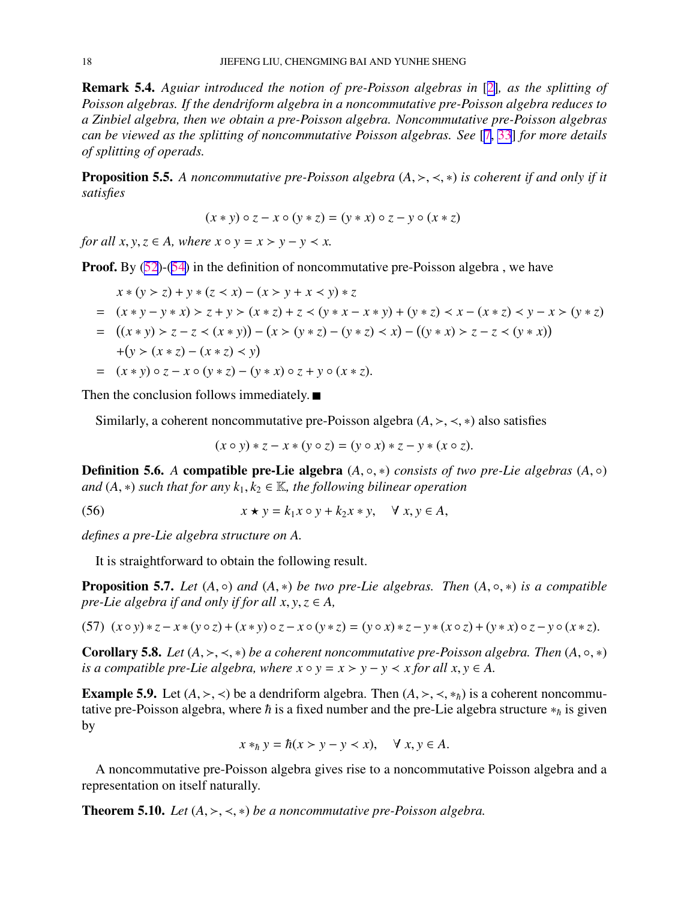**Remark 5.4.** *Aguiar introduced the notion of pre-Poisson algebras in* [2]*, as the splitting of Poisson algebras. If the dendriform algebra in a noncommutative pre-Poisson algebra reduces to a Zinbiel algebra, then we obtain a pre-Poisson algebra. Noncommutative pre-Poisson algebras can be viewed as the splitting of noncommutative Poisson algebras. See* [7, 33] *for more details of splitting of operads.*

**Proposition 5.5.** *A noncommutative pre-Poisson algebra $(A, \succ, \prec, *)$ is coherent if and only if it satisfies*

$$(x * y) \circ z - x \circ (y * z) = (y * x) \circ z - y \circ (x * z)$$

*for all $x, y, z \in A$, where $x \circ y = x \succ y - y \prec x$.*

**Proof.** By (52)-(54) in the definition of noncommutative pre-Poisson algebra , we have

$$\begin{aligned}
& x * (y \succ z) + y * (z \prec x) - (x \succ y + x \prec y) * z \\
= \; & (x * y - y * x) \succ z + y \succ (x * z) + z \prec (y * x - x * y) + (y * z) \prec x - (x * z) \prec y - x \succ (y * z) \\
= \; & ((x * y) \succ z - z \prec (x * y)) - (x \succ (y * z) - (y * z) \prec x) - ((y * x) \succ z - z \prec (y * x)) \\
& + (y \succ (x * z) - (x * z) \prec y) \\
= \; & (x * y) \circ z - x \circ (y * z) - (y * x) \circ z + y \circ (x * z).
\end{aligned}$$

Then the conclusion follows immediately. ■

Similarly, a coherent noncommutative pre-Poisson algebra $(A, \succ, \prec, *)$ also satisfies

$$(x \circ y) * z - x * (y \circ z) = (y \circ x) * z - y * (x \circ z).$$

**Definition 5.6.** *A* **compatible pre-Lie algebra** *$(A, \circ, *)$ consists of two pre-Lie algebras $(A, \circ)$ and $(A, *)$ such that for any $k_1, k_2 \in \mathbb{K}$, the following bilinear operation*

$$x \star y = k_1 x \circ y + k_2 x * y, \quad \forall\, x, y \in A, \tag{56}$$

*defines a pre-Lie algebra structure on $A$.*

It is straightforward to obtain the following result.

**Proposition 5.7.** *Let $(A, \circ)$ and $(A, *)$ be two pre-Lie algebras. Then $(A, \circ, *)$ is a compatible pre-Lie algebra if and only if for all $x, y, z \in A$,*

$$(x \circ y) * z - x * (y \circ z) + (x * y) \circ z - x \circ (y * z) = (y \circ x) * z - y * (x \circ z) + (y * x) \circ z - y \circ (x * z). \tag{57}$$

**Corollary 5.8.** *Let $(A, \succ, \prec, *)$ be a coherent noncommutative pre-Poisson algebra. Then $(A, \circ, *)$ is a compatible pre-Lie algebra, where $x \circ y = x \succ y - y \prec x$ for all $x, y \in A$.*

**Example 5.9.** Let $(A, \succ, \prec)$ be a dendriform algebra. Then $(A, \succ, \prec, *_\hbar)$ is a coherent noncommutative pre-Poisson algebra, where $\hbar$ is a fixed number and the pre-Lie algebra structure $*_\hbar$ is given by

$$x *_\hbar y = \hbar(x \succ y - y \prec x), \quad \forall\, x, y \in A.$$

A noncommutative pre-Poisson algebra gives rise to a noncommutative Poisson algebra and a representation on itself naturally.

**Theorem 5.10.** *Let $(A, \succ, \prec, *)$ be a noncommutative pre-Poisson algebra.*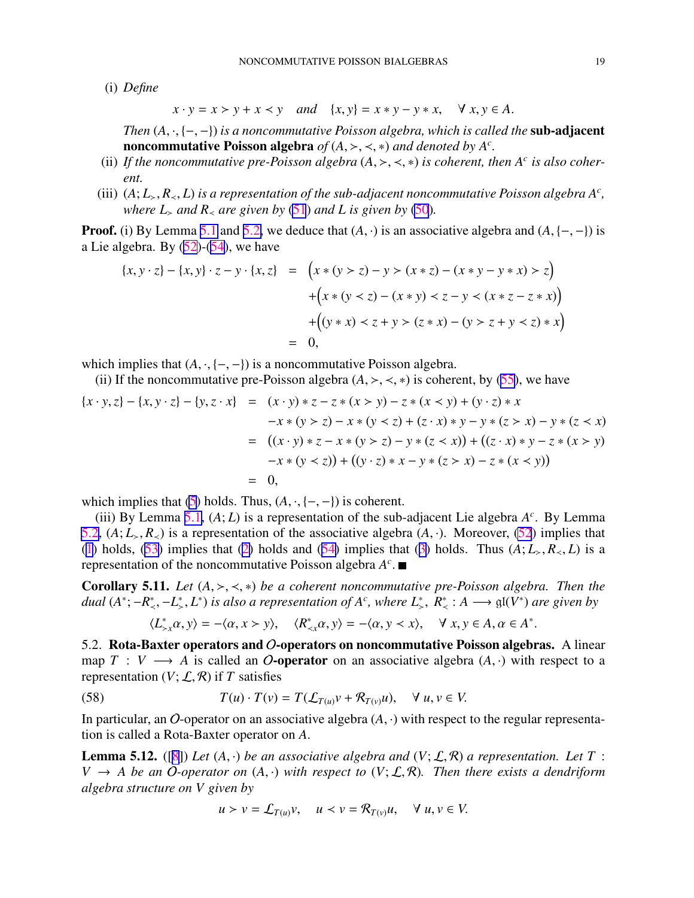(i) *Define*

$$x \cdot y = x \succ y + x \prec y \quad \text{and} \quad \{x, y\} = x * y - y * x, \quad \forall\, x, y \in A.$$

*Then* $(A, \cdot, \{-,-\})$ *is a noncommutative Poisson algebra, which is called the* **sub-adjacent noncommutative Poisson algebra** *of* $(A, \succ, \prec, *)$ *and denoted by* $A^c$.

(ii) *If the noncommutative pre-Poisson algebra* $(A, \succ, \prec, *)$ *is coherent, then* $A^c$ *is also coherent.*

(iii) $(A; L_\succ, R_\prec, L)$ *is a representation of the sub-adjacent noncommutative Poisson algebra* $A^c$, *where* $L_\succ$ *and* $R_\prec$ *are given by* (51) *and* $L$ *is given by* (50).

**Proof.** (i) By Lemma 5.1 and 5.2, we deduce that $(A, \cdot)$ is an associative algebra and $(A, \{-,-\})$ is a Lie algebra. By (52)-(54), we have

$$\begin{aligned}
\{x, y \cdot z\} - \{x, y\} \cdot z - y \cdot \{x, z\} &= \Big(x * (y \succ z) - y \succ (x * z) - (x * y - y * x) \succ z\Big) \\
&\quad + \Big(x * (y \prec z) - (x * y) \prec z - y \prec (x * z - z * x)\Big) \\
&\quad + \Big((y * x) \prec z + y \succ (z * x) - (y \succ z + y \prec z) * x\Big) \\
&= 0,
\end{aligned}$$

which implies that $(A, \cdot, \{-,-\})$ is a noncommutative Poisson algebra.

(ii) If the noncommutative pre-Poisson algebra $(A, \succ, \prec, *)$ is coherent, by (55), we have

$$\begin{aligned}
\{x \cdot y, z\} - \{x, y \cdot z\} - \{y, z \cdot x\} &= (x \cdot y) * z - z * (x \succ y) - z * (x \prec y) + (y \cdot z) * x \\
&\quad - x * (y \succ z) - x * (y \prec z) + (z \cdot x) * y - y * (z \succ x) - y * (z \prec x) \\
&= \big((x \cdot y) * z - x * (y \succ z) - y * (z \prec x)\big) + \big((z \cdot x) * y - z * (x \succ y) \\
&\quad - x * (y \prec z)\big) + \big((y \cdot z) * x - y * (z \succ x) - z * (x \prec y)\big) \\
&= 0,
\end{aligned}$$

which implies that (5) holds. Thus, $(A, \cdot, \{-,-\})$ is coherent.

(iii) By Lemma 5.1, $(A; L)$ is a representation of the sub-adjacent Lie algebra $A^c$. By Lemma 5.2, $(A; L_\succ, R_\prec)$ is a representation of the associative algebra $(A, \cdot)$. Moreover, (52) implies that (1) holds, (53) implies that (2) holds and (54) implies that (3) holds. Thus $(A; L_\succ, R_\prec, L)$ is a representation of the noncommutative Poisson algebra $A^c$. ■

**Corollary 5.11.** *Let* $(A, \succ, \prec, *)$ *be a coherent noncommutative pre-Poisson algebra. Then the dual* $(A^*; -R^*_\prec, -L^*_\succ, L^*)$ *is also a representation of* $A^c$, *where* $L^*_\succ$, $R^*_\prec : A \longrightarrow \mathfrak{gl}(V^*)$ *are given by*

$$\langle L^*_{\succ x}\alpha, y\rangle = -\langle \alpha, x \succ y\rangle, \quad \langle R^*_{\prec x}\alpha, y\rangle = -\langle \alpha, y \prec x\rangle, \quad \forall\, x, y \in A, \alpha \in A^*.$$

### 5.2. Rota-Baxter operators and $\mathcal{O}$-operators on noncommutative Poisson algebras.

A linear map $T : V \longrightarrow A$ is called an **$\mathcal{O}$-operator** on an associative algebra $(A, \cdot)$ with respect to a representation $(V; \mathcal{L}, \mathcal{R})$ if $T$ satisfies

$$T(u) \cdot T(v) = T(\mathcal{L}_{T(u)}v + \mathcal{R}_{T(v)}u), \quad \forall\, u, v \in V. \tag{58}$$

In particular, an $\mathcal{O}$-operator on an associative algebra $(A, \cdot)$ with respect to the regular representation is called a Rota-Baxter operator on $A$.

**Lemma 5.12.** ([8]) *Let* $(A, \cdot)$ *be an associative algebra and* $(V; \mathcal{L}, \mathcal{R})$ *a representation. Let* $T : V \to A$ *be an* $\mathcal{O}$*-operator on* $(A, \cdot)$ *with respect to* $(V; \mathcal{L}, \mathcal{R})$. *Then there exists a dendriform algebra structure on* $V$ *given by*

$$u \succ v = \mathcal{L}_{T(u)}v, \quad u \prec v = \mathcal{R}_{T(v)}u, \quad \forall\, u, v \in V.$$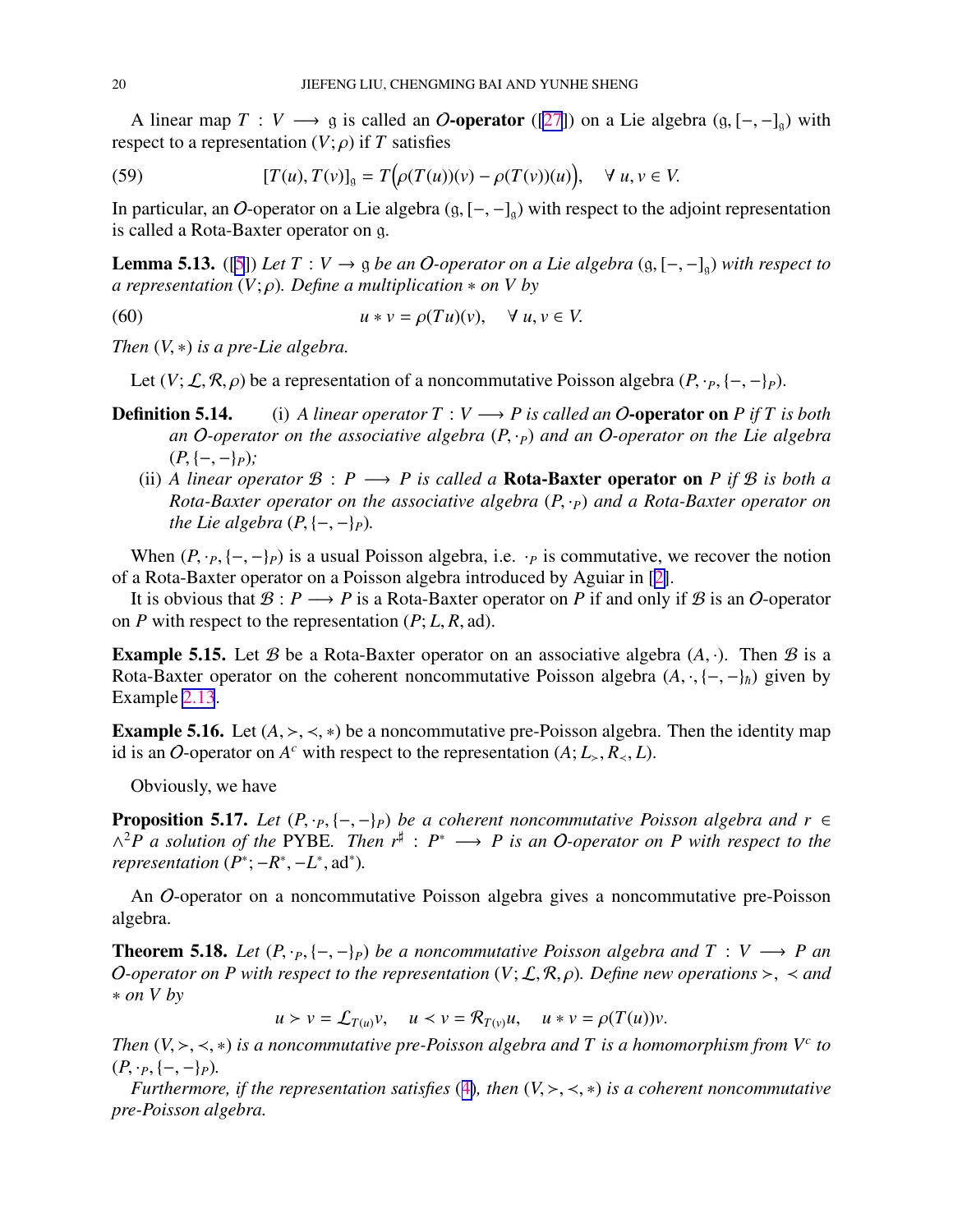A linear map $T : V \longrightarrow \mathfrak{g}$ is called an **$\mathcal{O}$-operator** ([27]) on a Lie algebra $(\mathfrak{g}, [-,-]_{\mathfrak{g}})$ with respect to a representation $(V;\rho)$ if $T$ satisfies

$$[T(u), T(v)]_{\mathfrak{g}} = T\Big(\rho(T(u))(v) - \rho(T(v))(u)\Big), \quad \forall\, u, v \in V. \tag{59}$$

In particular, an $\mathcal{O}$-operator on a Lie algebra $(\mathfrak{g}, [-,-]_{\mathfrak{g}})$ with respect to the adjoint representation is called a Rota-Baxter operator on $\mathfrak{g}$.

**Lemma 5.13.** ([5]) *Let $T : V \to \mathfrak{g}$ be an $\mathcal{O}$-operator on a Lie algebra $(\mathfrak{g}, [-,-]_{\mathfrak{g}})$ with respect to a representation $(V;\rho)$. Define a multiplication $*$ on $V$ by*

$$u * v = \rho(Tu)(v), \quad \forall\, u, v \in V. \tag{60}$$

*Then $(V, *)$ is a pre-Lie algebra.*

Let $(V; \mathcal{L}, \mathcal{R}, \rho)$ be a representation of a noncommutative Poisson algebra $(P, \cdot_P, \{-,-\}_P)$.

**Definition 5.14.** (i) *A linear operator $T : V \longrightarrow P$ is called an* **$\mathcal{O}$-operator on** *$P$ if $T$ is both an $\mathcal{O}$-operator on the associative algebra $(P, \cdot_P)$ and an $\mathcal{O}$-operator on the Lie algebra $(P, \{-,-\}_P)$;*

(ii) *A linear operator $\mathcal{B} : P \longrightarrow P$ is called a* **Rota-Baxter operator on** *$P$ if $\mathcal{B}$ is both a Rota-Baxter operator on the associative algebra $(P, \cdot_P)$ and a Rota-Baxter operator on the Lie algebra $(P, \{-,-\}_P)$.*

When $(P, \cdot_P, \{-,-\}_P)$ is a usual Poisson algebra, i.e. $\cdot_P$ is commutative, we recover the notion of a Rota-Baxter operator on a Poisson algebra introduced by Aguiar in [2].

It is obvious that $\mathcal{B} : P \longrightarrow P$ is a Rota-Baxter operator on $P$ if and only if $\mathcal{B}$ is an $\mathcal{O}$-operator on $P$ with respect to the representation $(P; L, R, \mathrm{ad})$.

**Example 5.15.** Let $\mathcal{B}$ be a Rota-Baxter operator on an associative algebra $(A, \cdot)$. Then $\mathcal{B}$ is a Rota-Baxter operator on the coherent noncommutative Poisson algebra $(A, \cdot, \{-,-\}_\hbar)$ given by Example 2.13.

**Example 5.16.** Let $(A, \succ, \prec, *)$ be a noncommutative pre-Poisson algebra. Then the identity map id is an $\mathcal{O}$-operator on $A^c$ with respect to the representation $(A; L_\succ, R_\prec, L)$.

Obviously, we have

**Proposition 5.17.** *Let $(P, \cdot_P, \{-,-\}_P)$ be a coherent noncommutative Poisson algebra and $r \in \wedge^2 P$ a solution of the* PYBE. *Then $r^\sharp : P^* \longrightarrow P$ is an $\mathcal{O}$-operator on $P$ with respect to the representation $(P^*; -R^*, -L^*, \mathrm{ad}^*)$.*

An $\mathcal{O}$-operator on a noncommutative Poisson algebra gives a noncommutative pre-Poisson algebra.

**Theorem 5.18.** *Let $(P, \cdot_P, \{-,-\}_P)$ be a noncommutative Poisson algebra and $T : V \longrightarrow P$ an $\mathcal{O}$-operator on $P$ with respect to the representation $(V; \mathcal{L}, \mathcal{R}, \rho)$. Define new operations $\succ$, $\prec$ and $*$ on $V$ by*

$$u \succ v = \mathcal{L}_{T(u)} v, \quad u \prec v = \mathcal{R}_{T(v)} u, \quad u * v = \rho(T(u))v.$$

*Then $(V, \succ, \prec, *)$ is a noncommutative pre-Poisson algebra and $T$ is a homomorphism from $V^c$ to $(P, \cdot_P, \{-,-\}_P)$.*

*Furthermore, if the representation satisfies (4), then $(V, \succ, \prec, *)$ is a coherent noncommutative pre-Poisson algebra.*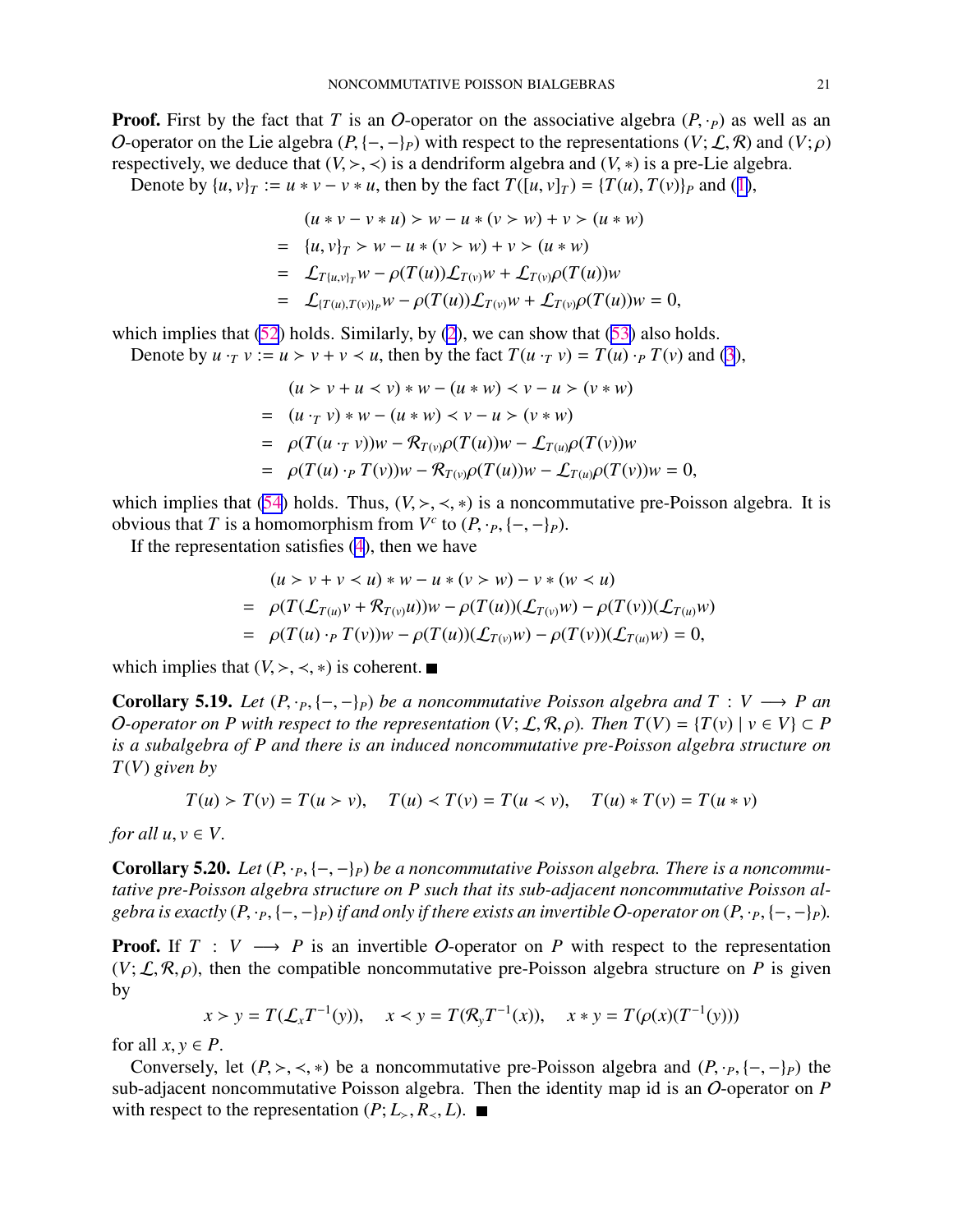**Proof.** First by the fact that $T$ is an $\mathcal{O}$-operator on the associative algebra $(P, \cdot_P)$ as well as an $\mathcal{O}$-operator on the Lie algebra $(P, \{-,-\}_P)$ with respect to the representations $(V; \mathcal{L}, \mathcal{R})$ and $(V; \rho)$ respectively, we deduce that $(V, \succ, \prec)$ is a dendriform algebra and $(V, *)$ is a pre-Lie algebra.

Denote by $\{u, v\}_T := u * v - v * u$, then by the fact $T([u, v]_T) = \{T(u), T(v)\}_P$ and (1),

$$
\begin{aligned}
& (u * v - v * u) \succ w - u * (v \succ w) + v \succ (u * w) \\
= \ & \{u, v\}_T \succ w - u * (v \succ w) + v \succ (u * w) \\
= \ & \mathcal{L}_{T\{u,v\}_T} w - \rho(T(u))\mathcal{L}_{T(v)} w + \mathcal{L}_{T(v)}\rho(T(u))w \\
= \ & \mathcal{L}_{\{T(u),T(v)\}_P} w - \rho(T(u))\mathcal{L}_{T(v)} w + \mathcal{L}_{T(v)}\rho(T(u))w = 0,
\end{aligned}
$$

which implies that (52) holds. Similarly, by (2), we can show that (53) also holds.

Denote by $u \cdot_T v := u \succ v + v \prec u$, then by the fact $T(u \cdot_T v) = T(u) \cdot_P T(v)$ and (3),

$$
\begin{aligned}
& (u \succ v + u \prec v) * w - (u * w) \prec v - u \succ (v * w) \\
= \ & (u \cdot_T v) * w - (u * w) \prec v - u \succ (v * w) \\
= \ & \rho(T(u \cdot_T v))w - \mathcal{R}_{T(v)}\rho(T(u))w - \mathcal{L}_{T(u)}\rho(T(v))w \\
= \ & \rho(T(u) \cdot_P T(v))w - \mathcal{R}_{T(v)}\rho(T(u))w - \mathcal{L}_{T(u)}\rho(T(v))w = 0,
\end{aligned}
$$

which implies that (54) holds. Thus, $(V, \succ, \prec, *)$ is a noncommutative pre-Poisson algebra. It is obvious that $T$ is a homomorphism from $V^c$ to $(P, \cdot_P, \{-,-\}_P)$.

If the representation satisfies (4), then we have

$$
\begin{aligned}
& (u \succ v + v \prec u) * w - u * (v \succ w) - v * (w \prec u) \\
= \ & \rho(T(\mathcal{L}_{T(u)} v + \mathcal{R}_{T(v)} u))w - \rho(T(u))(\mathcal{L}_{T(v)} w) - \rho(T(v))(\mathcal{L}_{T(u)} w) \\
= \ & \rho(T(u) \cdot_P T(v))w - \rho(T(u))(\mathcal{L}_{T(v)} w) - \rho(T(v))(\mathcal{L}_{T(u)} w) = 0,
\end{aligned}
$$

which implies that $(V, \succ, \prec, *)$ is coherent. ■

**Corollary 5.19.** *Let $(P, \cdot_P, \{-,-\}_P)$ be a noncommutative Poisson algebra and $T : V \longrightarrow P$ an $\mathcal{O}$-operator on $P$ with respect to the representation $(V; \mathcal{L}, \mathcal{R}, \rho)$. Then $T(V) = \{T(v) \mid v \in V\} \subset P$ is a subalgebra of $P$ and there is an induced noncommutative pre-Poisson algebra structure on $T(V)$ given by*

$$
T(u) \succ T(v) = T(u \succ v), \quad T(u) \prec T(v) = T(u \prec v), \quad T(u) * T(v) = T(u * v)
$$

*for all $u, v \in V$.*

**Corollary 5.20.** *Let $(P, \cdot_P, \{-,-\}_P)$ be a noncommutative Poisson algebra. There is a noncommutative pre-Poisson algebra structure on $P$ such that its sub-adjacent noncommutative Poisson algebra is exactly $(P, \cdot_P, \{-,-\}_P)$ if and only if there exists an invertible $\mathcal{O}$-operator on $(P, \cdot_P, \{-,-\}_P)$.*

**Proof.** If $T : V \longrightarrow P$ is an invertible $\mathcal{O}$-operator on $P$ with respect to the representation $(V; \mathcal{L}, \mathcal{R}, \rho)$, then the compatible noncommutative pre-Poisson algebra structure on $P$ is given by

$$
x \succ y = T(\mathcal{L}_x T^{-1}(y)), \quad x \prec y = T(\mathcal{R}_y T^{-1}(x)), \quad x * y = T(\rho(x)(T^{-1}(y)))
$$

for all $x, y \in P$.

Conversely, let $(P, \succ, \prec, *)$ be a noncommutative pre-Poisson algebra and $(P, \cdot_P, \{-,-\}_P)$ the sub-adjacent noncommutative Poisson algebra. Then the identity map id is an $\mathcal{O}$-operator on $P$ with respect to the representation $(P; L_\succ, R_\prec, L)$. ■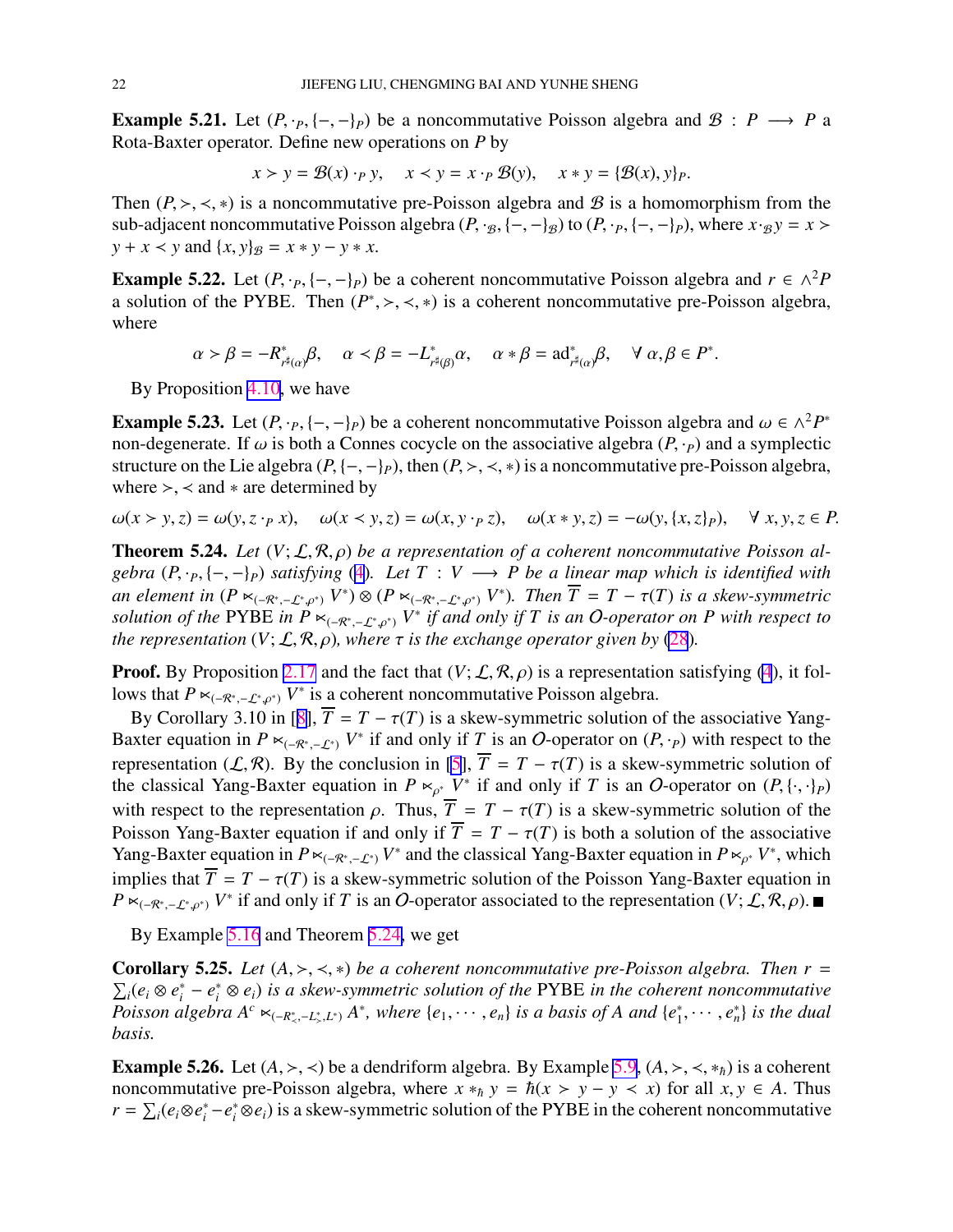**Example 5.21.** Let $(P, \cdot_P, \{-,-\}_P)$ be a noncommutative Poisson algebra and $\mathcal{B} : P \longrightarrow P$ a Rota-Baxter operator. Define new operations on $P$ by

$$x \succ y = \mathcal{B}(x) \cdot_P y, \quad x \prec y = x \cdot_P \mathcal{B}(y), \quad x * y = \{\mathcal{B}(x), y\}_P.$$

Then $(P, \succ, \prec, *)$ is a noncommutative pre-Poisson algebra and $\mathcal{B}$ is a homomorphism from the sub-adjacent noncommutative Poisson algebra $(P, \cdot_{\mathcal{B}}, \{-,-\}_{\mathcal{B}})$ to $(P, \cdot_P, \{-,-\}_P)$, where $x \cdot_{\mathcal{B}} y = x \succ y + x \prec y$ and $\{x, y\}_{\mathcal{B}} = x * y - y * x$.

**Example 5.22.** Let $(P, \cdot_P, \{-,-\}_P)$ be a coherent noncommutative Poisson algebra and $r \in \wedge^2 P$ a solution of the PYBE. Then $(P^*, \succ, \prec, *)$ is a coherent noncommutative pre-Poisson algebra, where

$$\alpha \succ \beta = -R^*_{r^\sharp(\alpha)}\beta, \quad \alpha \prec \beta = -L^*_{r^\sharp(\beta)}\alpha, \quad \alpha * \beta = \mathrm{ad}^*_{r^\sharp(\alpha)}\beta, \quad \forall\, \alpha, \beta \in P^*.$$

By Proposition 4.10, we have

**Example 5.23.** Let $(P, \cdot_P, \{-,-\}_P)$ be a coherent noncommutative Poisson algebra and $\omega \in \wedge^2 P^*$ non-degenerate. If $\omega$ is both a Connes cocycle on the associative algebra $(P, \cdot_P)$ and a symplectic structure on the Lie algebra $(P, \{-,-\}_P)$, then $(P, \succ, \prec, *)$ is a noncommutative pre-Poisson algebra, where $\succ, \prec$ and $*$ are determined by

$$\omega(x \succ y, z) = \omega(y, z \cdot_P x), \quad \omega(x \prec y, z) = \omega(x, y \cdot_P z), \quad \omega(x * y, z) = -\omega(y, \{x, z\}_P), \quad \forall\, x, y, z \in P.$$

**Theorem 5.24.** *Let $(V; \mathcal{L}, \mathcal{R}, \rho)$ be a representation of a coherent noncommutative Poisson algebra $(P, \cdot_P, \{-,-\}_P)$ satisfying (4). Let $T : V \longrightarrow P$ be a linear map which is identified with an element in $(P \ltimes_{(-\mathcal{R}^*, -\mathcal{L}^*, \rho^*)} V^*) \otimes (P \ltimes_{(-\mathcal{R}^*, -\mathcal{L}^*, \rho^*)} V^*)$. Then $\overline{T} = T - \tau(T)$ is a skew-symmetric solution of the* PYBE *in $P \ltimes_{(-\mathcal{R}^*, -\mathcal{L}^*, \rho^*)} V^*$ if and only if $T$ is an $O$-operator on $P$ with respect to the representation $(V; \mathcal{L}, \mathcal{R}, \rho)$, where $\tau$ is the exchange operator given by (28).*

**Proof.** By Proposition 2.17 and the fact that $(V; \mathcal{L}, \mathcal{R}, \rho)$ is a representation satisfying (4), it follows that $P \ltimes_{(-\mathcal{R}^*, -\mathcal{L}^*, \rho^*)} V^*$ is a coherent noncommutative Poisson algebra.

By Corollary 3.10 in [8], $\overline{T} = T - \tau(T)$ is a skew-symmetric solution of the associative Yang-Baxter equation in $P \ltimes_{(-\mathcal{R}^*, -\mathcal{L}^*)} V^*$ if and only if $T$ is an $O$-operator on $(P, \cdot_P)$ with respect to the representation $(\mathcal{L}, \mathcal{R})$. By the conclusion in [5], $\overline{T} = T - \tau(T)$ is a skew-symmetric solution of the classical Yang-Baxter equation in $P \ltimes_{\rho^*} V^*$ if and only if $T$ is an $O$-operator on $(P, \{\cdot,\cdot\}_P)$ with respect to the representation $\rho$. Thus, $\overline{T} = T - \tau(T)$ is a skew-symmetric solution of the Poisson Yang-Baxter equation if and only if $\overline{T} = T - \tau(T)$ is both a solution of the associative Yang-Baxter equation in $P \ltimes_{(-\mathcal{R}^*, -\mathcal{L}^*)} V^*$ and the classical Yang-Baxter equation in $P \ltimes_{\rho^*} V^*$, which implies that $\overline{T} = T - \tau(T)$ is a skew-symmetric solution of the Poisson Yang-Baxter equation in $P \ltimes_{(-\mathcal{R}^*, -\mathcal{L}^*, \rho^*)} V^*$ if and only if $T$ is an $O$-operator associated to the representation $(V; \mathcal{L}, \mathcal{R}, \rho)$. ■

By Example 5.16 and Theorem 5.24, we get

**Corollary 5.25.** *Let $(A, \succ, \prec, *)$ be a coherent noncommutative pre-Poisson algebra. Then $r = \sum_i (e_i \otimes e_i^* - e_i^* \otimes e_i)$ is a skew-symmetric solution of the* PYBE *in the coherent noncommutative Poisson algebra $A^c \ltimes_{(-R^*_\prec, -L^*_\succ, L^*)} A^*$, where $\{e_1, \cdots, e_n\}$ is a basis of $A$ and $\{e_1^*, \cdots, e_n^*\}$ is the dual basis.*

**Example 5.26.** Let $(A, \succ, \prec)$ be a dendriform algebra. By Example 5.9, $(A, \succ, \prec, *_\hbar)$ is a coherent noncommutative pre-Poisson algebra, where $x *_\hbar y = \hbar(x \succ y - y \prec x)$ for all $x, y \in A$. Thus $r = \sum_i (e_i \otimes e_i^* - e_i^* \otimes e_i)$ is a skew-symmetric solution of the PYBE in the coherent noncommutative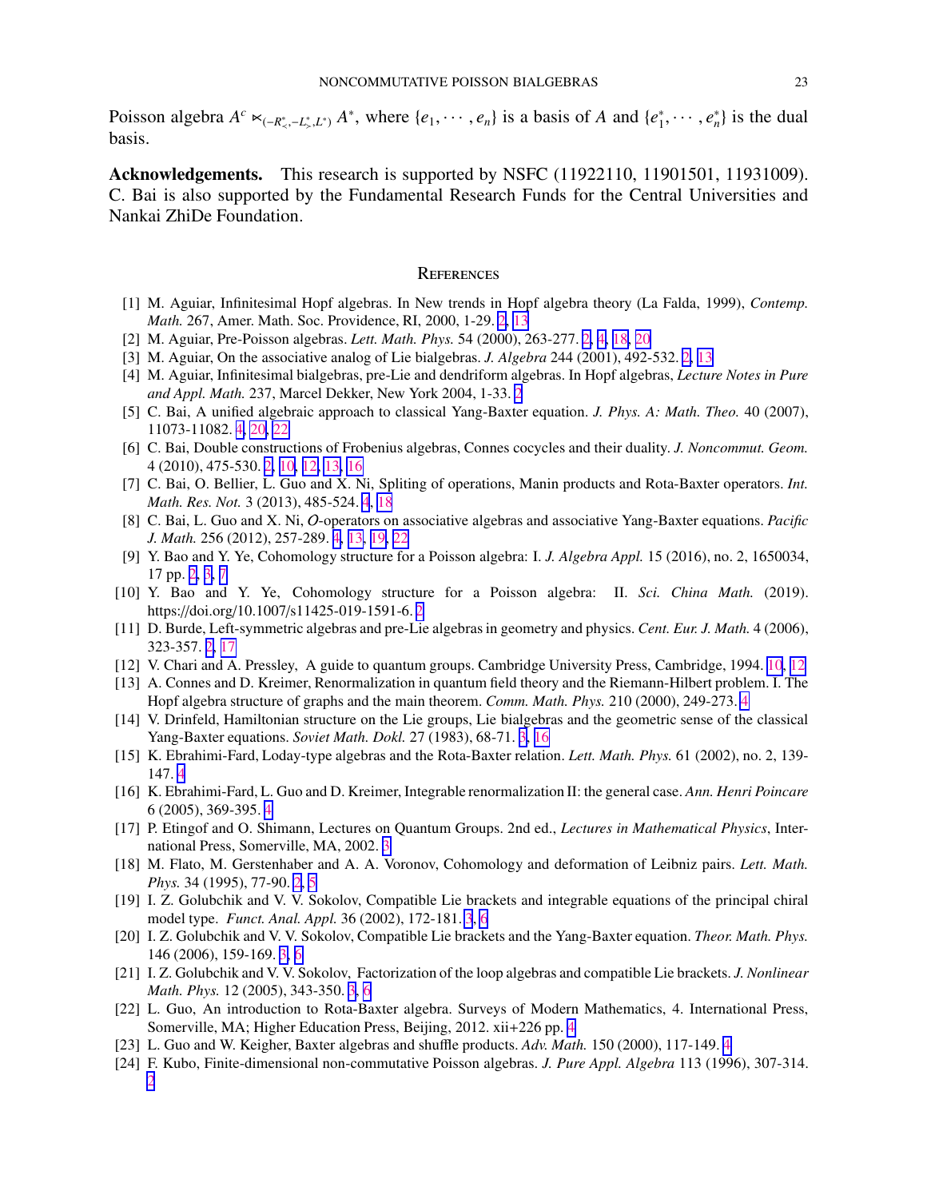Poisson algebra $A^c \ltimes_{(-R^*_{\prec}, -L^*_{\succ}, L^*)} A^*$, where $\{e_1, \cdots, e_n\}$ is a basis of $A$ and $\{e_1^*, \cdots, e_n^*\}$ is the dual basis.

**Acknowledgements.** This research is supported by NSFC (11922110, 11901501, 11931009). C. Bai is also supported by the Fundamental Research Funds for the Central Universities and Nankai ZhiDe Foundation.

## References

[1] M. Aguiar, Infinitesimal Hopf algebras. In New trends in Hopf algebra theory (La Falda, 1999), *Contemp. Math.* 267, Amer. Math. Soc. Providence, RI, 2000, 1-29. 2, 13

[2] M. Aguiar, Pre-Poisson algebras. *Lett. Math. Phys.* 54 (2000), 263-277. 2, 4, 18, 20

[3] M. Aguiar, On the associative analog of Lie bialgebras. *J. Algebra* 244 (2001), 492-532. 2, 13

[4] M. Aguiar, Infinitesimal bialgebras, pre-Lie and dendriform algebras. In Hopf algebras, *Lecture Notes in Pure and Appl. Math.* 237, Marcel Dekker, New York 2004, 1-33. 2

[5] C. Bai, A unified algebraic approach to classical Yang-Baxter equation. *J. Phys. A: Math. Theo.* 40 (2007), 11073-11082. 4, 20, 22

[6] C. Bai, Double constructions of Frobenius algebras, Connes cocycles and their duality. *J. Noncommut. Geom.* 4 (2010), 475-530. 2, 10, 12, 13, 16

[7] C. Bai, O. Bellier, L. Guo and X. Ni, Spliting of operations, Manin products and Rota-Baxter operators. *Int. Math. Res. Not.* 3 (2013), 485-524. 4, 18

[8] C. Bai, L. Guo and X. Ni, $\mathcal{O}$-operators on associative algebras and associative Yang-Baxter equations. *Pacific J. Math.* 256 (2012), 257-289. 4, 13, 19, 22

[9] Y. Bao and Y. Ye, Cohomology structure for a Poisson algebra: I. *J. Algebra Appl.* 15 (2016), no. 2, 1650034, 17 pp. 2, 3, 7

[10] Y. Bao and Y. Ye, Cohomology structure for a Poisson algebra: II. *Sci. China Math.* (2019). https://doi.org/10.1007/s11425-019-1591-6. 2

[11] D. Burde, Left-symmetric algebras and pre-Lie algebras in geometry and physics. *Cent. Eur. J. Math.* 4 (2006), 323-357. 2, 17

[12] V. Chari and A. Pressley, A guide to quantum groups. Cambridge University Press, Cambridge, 1994. 10, 12

[13] A. Connes and D. Kreimer, Renormalization in quantum field theory and the Riemann-Hilbert problem. I. The Hopf algebra structure of graphs and the main theorem. *Comm. Math. Phys.* 210 (2000), 249-273. 4

[14] V. Drinfeld, Hamiltonian structure on the Lie groups, Lie bialgebras and the geometric sense of the classical Yang-Baxter equations. *Soviet Math. Dokl.* 27 (1983), 68-71. 3, 16

[15] K. Ebrahimi-Fard, Loday-type algebras and the Rota-Baxter relation. *Lett. Math. Phys.* 61 (2002), no. 2, 139-147. 4

[16] K. Ebrahimi-Fard, L. Guo and D. Kreimer, Integrable renormalization II: the general case. *Ann. Henri Poincare* 6 (2005), 369-395. 4

[17] P. Etingof and O. Shimann, Lectures on Quantum Groups. 2nd ed., *Lectures in Mathematical Physics*, International Press, Somerville, MA, 2002. 3

[18] M. Flato, M. Gerstenhaber and A. A. Voronov, Cohomology and deformation of Leibniz pairs. *Lett. Math. Phys.* 34 (1995), 77-90. 2, 5

[19] I. Z. Golubchik and V. V. Sokolov, Compatible Lie brackets and integrable equations of the principal chiral model type. *Funct. Anal. Appl.* 36 (2002), 172-181. 3, 6

[20] I. Z. Golubchik and V. V. Sokolov, Compatible Lie brackets and the Yang-Baxter equation. *Theor. Math. Phys.* 146 (2006), 159-169. 3, 6

[21] I. Z. Golubchik and V. V. Sokolov, Factorization of the loop algebras and compatible Lie brackets. *J. Nonlinear Math. Phys.* 12 (2005), 343-350. 3, 6

[22] L. Guo, An introduction to Rota-Baxter algebra. Surveys of Modern Mathematics, 4. International Press, Somerville, MA; Higher Education Press, Beijing, 2012. xii+226 pp. 4

[23] L. Guo and W. Keigher, Baxter algebras and shuffle products. *Adv. Math.* 150 (2000), 117-149. 4

[24] F. Kubo, Finite-dimensional non-commutative Poisson algebras. *J. Pure Appl. Algebra* 113 (1996), 307-314. 2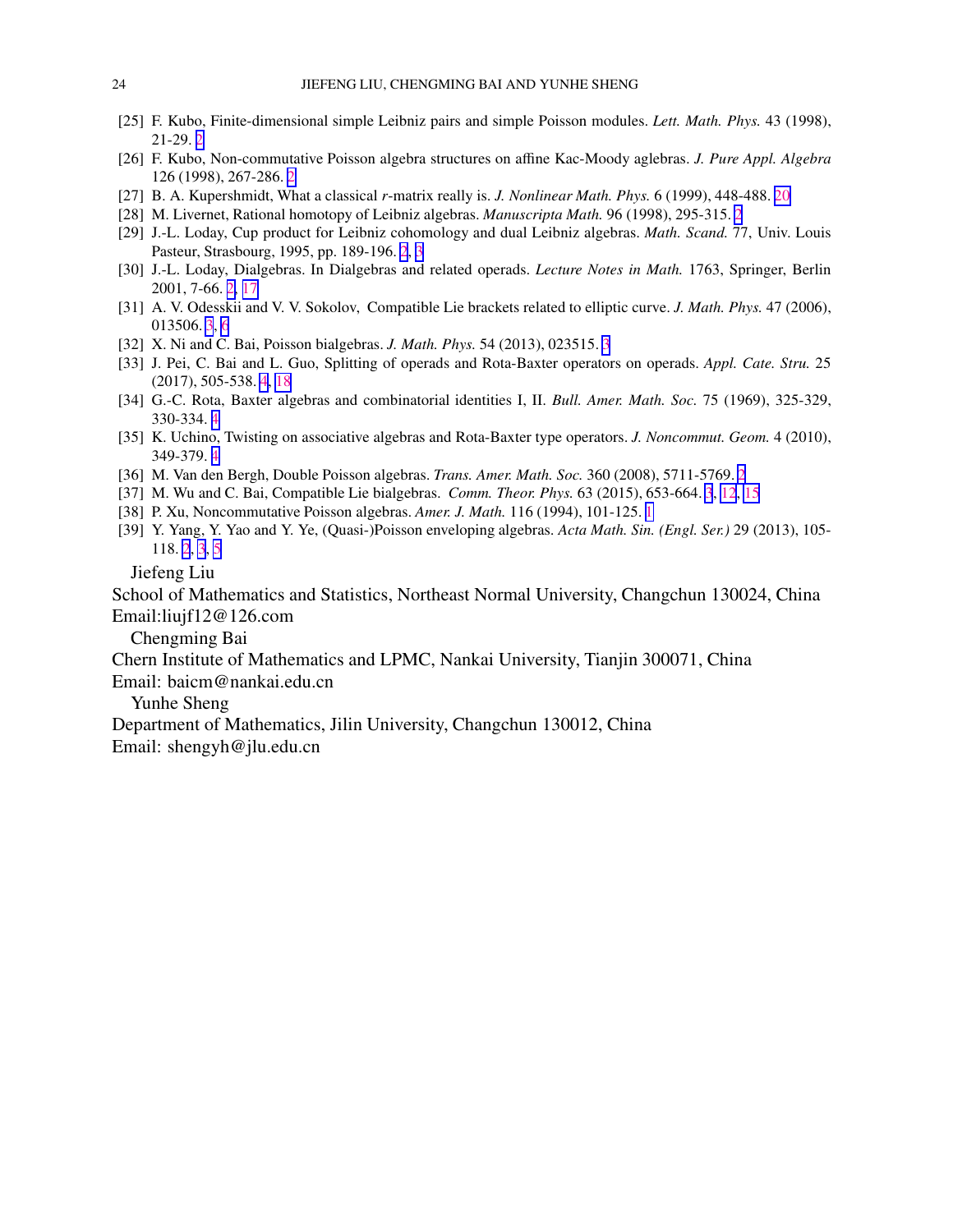[25] F. Kubo, Finite-dimensional simple Leibniz pairs and simple Poisson modules. *Lett. Math. Phys.* 43 (1998), 21-29. 2

[26] F. Kubo, Non-commutative Poisson algebra structures on affine Kac-Moody aglebras. *J. Pure Appl. Algebra* 126 (1998), 267-286. 2

[27] B. A. Kupershmidt, What a classical $r$-matrix really is. *J. Nonlinear Math. Phys.* 6 (1999), 448-488. 20

[28] M. Livernet, Rational homotopy of Leibniz algebras. *Manuscripta Math.* 96 (1998), 295-315. 2

[29] J.-L. Loday, Cup product for Leibniz cohomology and dual Leibniz algebras. *Math. Scand.* 77, Univ. Louis Pasteur, Strasbourg, 1995, pp. 189-196. 2, 3

[30] J.-L. Loday, Dialgebras. In Dialgebras and related operads. *Lecture Notes in Math.* 1763, Springer, Berlin 2001, 7-66. 2, 17

[31] A. V. Odesskii and V. V. Sokolov, Compatible Lie brackets related to elliptic curve. *J. Math. Phys.* 47 (2006), 013506. 3, 6

[32] X. Ni and C. Bai, Poisson bialgebras. *J. Math. Phys.* 54 (2013), 023515. 3

[33] J. Pei, C. Bai and L. Guo, Splitting of operads and Rota-Baxter operators on operads. *Appl. Cate. Stru.* 25 (2017), 505-538. 4, 18

[34] G.-C. Rota, Baxter algebras and combinatorial identities I, II. *Bull. Amer. Math. Soc.* 75 (1969), 325-329, 330-334. 4

[35] K. Uchino, Twisting on associative algebras and Rota-Baxter type operators. *J. Noncommut. Geom.* 4 (2010), 349-379. 4

[36] M. Van den Bergh, Double Poisson algebras. *Trans. Amer. Math. Soc.* 360 (2008), 5711-5769. 2

[37] M. Wu and C. Bai, Compatible Lie bialgebras. *Comm. Theor. Phys.* 63 (2015), 653-664. 3, 12, 15

[38] P. Xu, Noncommutative Poisson algebras. *Amer. J. Math.* 116 (1994), 101-125. 1

[39] Y. Yang, Y. Yao and Y. Ye, (Quasi-)Poisson enveloping algebras. *Acta Math. Sin. (Engl. Ser.)* 29 (2013), 105-118. 2, 3, 5

Jiefeng Liu
School of Mathematics and Statistics, Northeast Normal University, Changchun 130024, China
Email:liujf12@126.com

Chengming Bai
Chern Institute of Mathematics and LPMC, Nankai University, Tianjin 300071, China
Email: baicm@nankai.edu.cn

Yunhe Sheng
Department of Mathematics, Jilin University, Changchun 130012, China
Email: shengyh@jlu.edu.cn